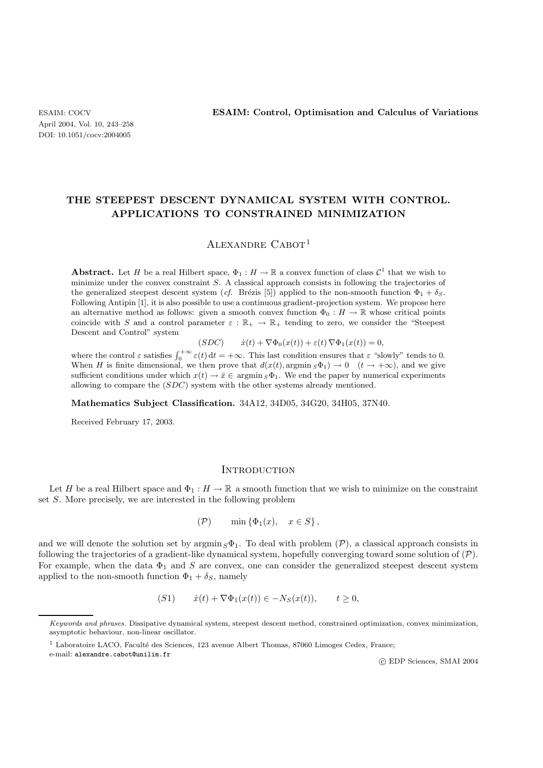# THE STEEPEST DESCENT DYNAMICAL SYSTEM WITH CONTROL. APPLICATIONS TO CONSTRAINED MINIMIZATION

Alexandre Cabot[1]

**Abstract.** Let $H$ be a real Hilbert space, $\Phi_1 : H \to \mathbb{R}$ a convex function of class $\mathcal{C}^1$ that we wish to minimize under the convex constraint $S$. A classical approach consists in following the trajectories of the generalized steepest descent system (*cf.* Brézis [5]) applied to the non-smooth function $\Phi_1 + \delta_S$. Following Antipin [1], it is also possible to use a continuous gradient-projection system. We propose here an alternative method as follows: given a smooth convex function $\Phi_0 : H \to \mathbb{R}$ whose critical points coincide with $S$ and a control parameter $\varepsilon : \mathbb{R}_+ \to \mathbb{R}_+$ tending to zero, we consider the "Steepest Descent and Control" system

$$(SDC) \qquad \dot{x}(t) + \nabla\Phi_0(x(t)) + \varepsilon(t)\,\nabla\Phi_1(x(t)) = 0,$$

where the control $\varepsilon$ satisfies $\int_0^{+\infty} \varepsilon(t)\,\mathrm{d}t = +\infty$. This last condition ensures that $\varepsilon$ "slowly" tends to 0. When $H$ is finite dimensional, we then prove that $d(x(t), \operatorname{argmin}_S\Phi_1) \to 0 \quad (t \to +\infty)$, and we give sufficient conditions under which $x(t) \to \bar{x} \in \operatorname{argmin}_S\Phi_1$. We end the paper by numerical experiments allowing to compare the $(SDC)$ system with the other systems already mentioned.

**Mathematics Subject Classification.** 34A12, 34D05, 34G20, 34H05, 37N40.

Received February 17, 2003.

## Introduction

Let $H$ be a real Hilbert space and $\Phi_1 : H \to \mathbb{R}$ a smooth function that we wish to minimize on the constraint set $S$. More precisely, we are interested in the following problem

$$(\mathcal{P}) \qquad \min\{\Phi_1(x), \quad x \in S\},$$

and we will denote the solution set by $\operatorname{argmin}_S\Phi_1$. To deal with problem $(\mathcal{P})$, a classical approach consists in following the trajectories of a gradient-like dynamical system, hopefully converging toward some solution of $(\mathcal{P})$. For example, when the data $\Phi_1$ and $S$ are convex, one can consider the generalized steepest descent system applied to the non-smooth function $\Phi_1 + \delta_S$, namely

$$(S1) \qquad \dot{x}(t) + \nabla\Phi_1(x(t)) \in -N_S(x(t)), \qquad t \geq 0,$$

*Keywords and phrases.* Dissipative dynamical system, steepest descent method, constrained optimization, convex minimization, asymptotic behaviour, non-linear oscillator.

[1] Laboratoire LACO, Faculté des Sciences, 123 avenue Albert Thomas, 87060 Limoges Cedex, France;
e-mail: alexandre.cabot@unilim.fr

© EDP Sciences, SMAI 2004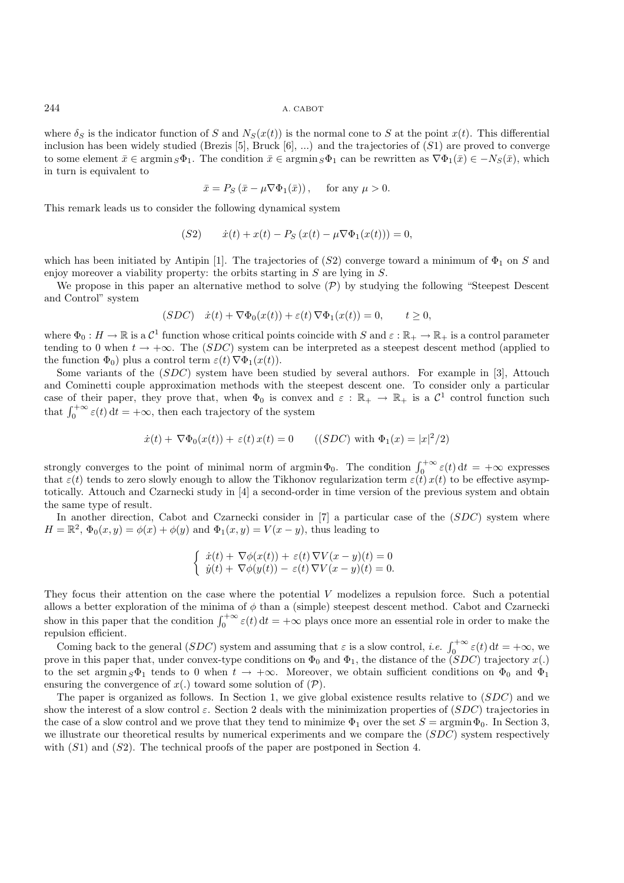where $\delta_S$ is the indicator function of $S$ and $N_S(x(t))$ is the normal cone to $S$ at the point $x(t)$. This differential inclusion has been widely studied (Brezis [5], Bruck [6], ...) and the trajectories of $(S1)$ are proved to converge to some element $\bar{x} \in \operatorname{argmin}_S \Phi_1$. The condition $\bar{x} \in \operatorname{argmin}_S \Phi_1$ can be rewritten as $\nabla\Phi_1(\bar{x}) \in -N_S(\bar{x})$, which in turn is equivalent to

$$\bar{x} = P_S\left(\bar{x} - \mu\nabla\Phi_1(\bar{x})\right), \qquad \text{for any } \mu > 0.$$

This remark leads us to consider the following dynamical system

$$(S2) \qquad \dot{x}(t) + x(t) - P_S\left(x(t) - \mu\nabla\Phi_1(x(t))\right) = 0,$$

which has been initiated by Antipin [1]. The trajectories of $(S2)$ converge toward a minimum of $\Phi_1$ on $S$ and enjoy moreover a viability property: the orbits starting in $S$ are lying in $S$.

We propose in this paper an alternative method to solve $(\mathcal{P})$ by studying the following "Steepest Descent and Control" system

$$(SDC) \quad \dot{x}(t) + \nabla\Phi_0(x(t)) + \varepsilon(t)\,\nabla\Phi_1(x(t)) = 0, \qquad t \geq 0,$$

where $\Phi_0 : H \to \mathbb{R}$ is a $\mathcal{C}^1$ function whose critical points coincide with $S$ and $\varepsilon : \mathbb{R}_+ \to \mathbb{R}_+$ is a control parameter tending to 0 when $t \to +\infty$. The $(SDC)$ system can be interpreted as a steepest descent method (applied to the function $\Phi_0$) plus a control term $\varepsilon(t)\,\nabla\Phi_1(x(t))$.

Some variants of the $(SDC)$ system have been studied by several authors. For example in [3], Attouch and Cominetti couple approximation methods with the steepest descent one. To consider only a particular case of their paper, they prove that, when $\Phi_0$ is convex and $\varepsilon : \mathbb{R}_+ \to \mathbb{R}_+$ is a $\mathcal{C}^1$ control function such that $\int_0^{+\infty} \varepsilon(t)\,\mathrm{d}t = +\infty$, then each trajectory of the system

$$\dot{x}(t) + \nabla\Phi_0(x(t)) + \varepsilon(t)\,x(t) = 0 \qquad ((SDC) \text{ with } \Phi_1(x) = |x|^2/2)$$

strongly converges to the point of minimal norm of $\operatorname{argmin}\Phi_0$. The condition $\int_0^{+\infty} \varepsilon(t)\,\mathrm{d}t = +\infty$ expresses that $\varepsilon(t)$ tends to zero slowly enough to allow the Tikhonov regularization term $\varepsilon(t)\,x(t)$ to be effective asymptotically. Attouch and Czarnecki study in [4] a second-order in time version of the previous system and obtain the same type of result.

In another direction, Cabot and Czarnecki consider in [7] a particular case of the $(SDC)$ system where $H = \mathbb{R}^2$, $\Phi_0(x, y) = \phi(x) + \phi(y)$ and $\Phi_1(x, y) = V(x - y)$, thus leading to

$$\begin{cases} \dot{x}(t) + \nabla\phi(x(t)) + \varepsilon(t)\,\nabla V(x - y)(t) = 0 \\ \dot{y}(t) + \nabla\phi(y(t)) - \varepsilon(t)\,\nabla V(x - y)(t) = 0. \end{cases}$$

They focus their attention on the case where the potential $V$ modelizes a repulsion force. Such a potential allows a better exploration of the minima of $\phi$ than a (simple) steepest descent method. Cabot and Czarnecki show in this paper that the condition $\int_0^{+\infty} \varepsilon(t)\,\mathrm{d}t = +\infty$ plays once more an essential role in order to make the repulsion efficient.

Coming back to the general $(SDC)$ system and assuming that $\varepsilon$ is a slow control, *i.e.* $\int_0^{+\infty} \varepsilon(t)\,\mathrm{d}t = +\infty$, we prove in this paper that, under convex-type conditions on $\Phi_0$ and $\Phi_1$, the distance of the $(SDC)$ trajectory $x(.)$ to the set $\operatorname{argmin}_S \Phi_1$ tends to 0 when $t \to +\infty$. Moreover, we obtain sufficient conditions on $\Phi_0$ and $\Phi_1$ ensuring the convergence of $x(.)$ toward some solution of $(\mathcal{P})$.

The paper is organized as follows. In Section 1, we give global existence results relative to $(SDC)$ and we show the interest of a slow control $\varepsilon$. Section 2 deals with the minimization properties of $(SDC)$ trajectories in the case of a slow control and we prove that they tend to minimize $\Phi_1$ over the set $S = \operatorname{argmin}\Phi_0$. In Section 3, we illustrate our theoretical results by numerical experiments and we compare the $(SDC)$ system respectively with $(S1)$ and $(S2)$. The technical proofs of the paper are postponed in Section 4.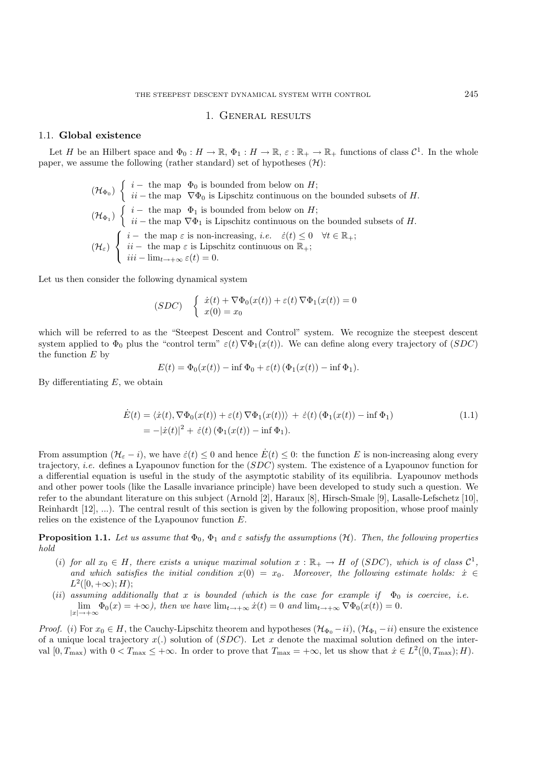# 1. General results

## 1.1. Global existence

Let $H$ be an Hilbert space and $\Phi_0 : H \to \mathbb{R}$, $\Phi_1 : H \to \mathbb{R}$, $\varepsilon : \mathbb{R}_+ \to \mathbb{R}_+$ functions of class $\mathcal{C}^1$. In the whole paper, we assume the following (rather standard) set of hypotheses $(\mathcal{H})$:

$$(\mathcal{H}_{\Phi_0}) \begin{cases} i- \text{ the map } \Phi_0 \text{ is bounded from below on } H; \\ ii- \text{the map } \nabla\Phi_0 \text{ is Lipschitz continuous on the bounded subsets of } H. \end{cases}$$

$$(\mathcal{H}_{\Phi_1}) \begin{cases} i- \text{ the map } \Phi_1 \text{ is bounded from below on } H; \\ ii- \text{the map } \nabla\Phi_1 \text{ is Lipschitz continuous on the bounded subsets of } H. \end{cases}$$

$$(\mathcal{H}_{\varepsilon}) \begin{cases} i- \text{ the map } \varepsilon \text{ is non-increasing, } i.e. \quad \dot{\varepsilon}(t) \leq 0 \quad \forall t \in \mathbb{R}_+; \\ ii- \text{ the map } \varepsilon \text{ is Lipschitz continuous on } \mathbb{R}_+; \\ iii- \lim_{t\to+\infty} \varepsilon(t) = 0. \end{cases}$$

Let us then consider the following dynamical system

$$(SDC) \quad \begin{cases} \dot{x}(t) + \nabla\Phi_0(x(t)) + \varepsilon(t)\,\nabla\Phi_1(x(t)) = 0 \\ x(0) = x_0 \end{cases}$$

which will be referred to as the "Steepest Descent and Control" system. We recognize the steepest descent system applied to $\Phi_0$ plus the "control term" $\varepsilon(t)\,\nabla\Phi_1(x(t))$. We can define along every trajectory of $(SDC)$ the function $E$ by

$$E(t) = \Phi_0(x(t)) - \inf \Phi_0 + \varepsilon(t)\,(\Phi_1(x(t)) - \inf \Phi_1).$$

By differentiating $E$, we obtain

$$\begin{aligned} \dot{E}(t) &= \langle \dot{x}(t), \nabla\Phi_0(x(t)) + \varepsilon(t)\,\nabla\Phi_1(x(t))\rangle \;+\; \dot{\varepsilon}(t)\,(\Phi_1(x(t)) - \inf \Phi_1) \\ &= -|\dot{x}(t)|^2 + \;\dot{\varepsilon}(t)\,(\Phi_1(x(t)) - \inf \Phi_1). \end{aligned} \tag{1.1}$$

From assumption $(\mathcal{H}_\varepsilon - i)$, we have $\dot{\varepsilon}(t) \leq 0$ and hence $\dot{E}(t) \leq 0$: the function $E$ is non-increasing along every trajectory, *i.e.* defines a Lyapounov function for the $(SDC)$ system. The existence of a Lyapounov function for a differential equation is useful in the study of the asymptotic stability of its equilibria. Lyapounov methods and other power tools (like the Lasalle invariance principle) have been developed to study such a question. We refer to the abundant literature on this subject (Arnold [2], Haraux [8], Hirsch-Smale [9], Lasalle-Lefschetz [10], Reinhardt [12], ...). The central result of this section is given by the following proposition, whose proof mainly relies on the existence of the Lyapounov function $E$.

**Proposition 1.1.** *Let us assume that $\Phi_0$, $\Phi_1$ and $\varepsilon$ satisfy the assumptions $(\mathcal{H})$. Then, the following properties hold*

(*i*) *for all $x_0 \in H$, there exists a unique maximal solution $x : \mathbb{R}_+ \to H$ of $(SDC)$, which is of class $\mathcal{C}^1$, and which satisfies the initial condition $x(0) = x_0$. Moreover, the following estimate holds: $\dot{x} \in L^2([0, +\infty); H)$;*

(*ii*) *assuming additionally that $x$ is bounded (which is the case for example if $\Phi_0$ is coercive, i.e. $\lim_{|x|\to+\infty} \Phi_0(x) = +\infty$), then we have $\lim_{t\to+\infty} \dot{x}(t) = 0$ and $\lim_{t\to+\infty} \nabla\Phi_0(x(t)) = 0$.*

*Proof.* (*i*) For $x_0 \in H$, the Cauchy-Lipschitz theorem and hypotheses $(\mathcal{H}_{\Phi_0} - ii)$, $(\mathcal{H}_{\Phi_1} - ii)$ ensure the existence of a unique local trajectory $x(.)$ solution of $(SDC)$. Let $x$ denote the maximal solution defined on the interval $[0, T_{\max})$ with $0 < T_{\max} \leq +\infty$. In order to prove that $T_{\max} = +\infty$, let us show that $\dot{x} \in L^2([0, T_{\max}); H)$.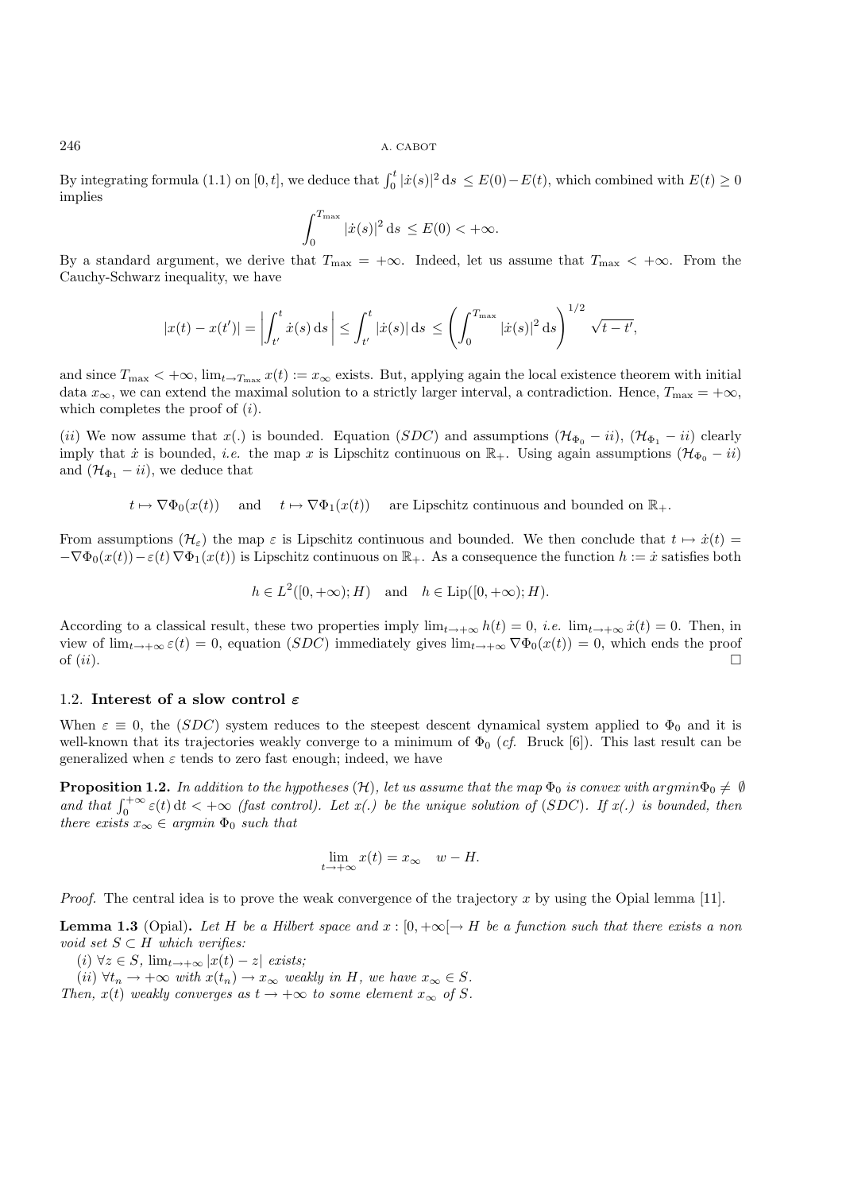By integrating formula (1.1) on $[0,t]$, we deduce that $\int_0^t |\dot{x}(s)|^2\,\mathrm{d}s \le E(0) - E(t)$, which combined with $E(t) \ge 0$ implies

$$\int_0^{T_{\max}} |\dot{x}(s)|^2\,\mathrm{d}s \le E(0) < +\infty.$$

By a standard argument, we derive that $T_{\max} = +\infty$. Indeed, let us assume that $T_{\max} < +\infty$. From the Cauchy-Schwarz inequality, we have

$$|x(t) - x(t')| = \left| \int_{t'}^{t} \dot{x}(s)\,\mathrm{d}s \right| \le \int_{t'}^{t} |\dot{x}(s)|\,\mathrm{d}s \le \left( \int_0^{T_{\max}} |\dot{x}(s)|^2\,\mathrm{d}s \right)^{1/2} \sqrt{t - t'},$$

and since $T_{\max} < +\infty$, $\lim_{t \to T_{\max}} x(t) := x_\infty$ exists. But, applying again the local existence theorem with initial data $x_\infty$, we can extend the maximal solution to a strictly larger interval, a contradiction. Hence, $T_{\max} = +\infty$, which completes the proof of $(i)$.

$(ii)$ We now assume that $x(.)$ is bounded. Equation $(SDC)$ and assumptions $(\mathcal{H}_{\Phi_0} - ii)$, $(\mathcal{H}_{\Phi_1} - ii)$ clearly imply that $\dot{x}$ is bounded, *i.e.* the map $x$ is Lipschitz continuous on $\mathbb{R}_+$. Using again assumptions $(\mathcal{H}_{\Phi_0} - ii)$ and $(\mathcal{H}_{\Phi_1} - ii)$, we deduce that

$$t \mapsto \nabla\Phi_0(x(t)) \quad \text{and} \quad t \mapsto \nabla\Phi_1(x(t)) \quad \text{are Lipschitz continuous and bounded on } \mathbb{R}_+.$$

From assumptions $(\mathcal{H}_\varepsilon)$ the map $\varepsilon$ is Lipschitz continuous and bounded. We then conclude that $t \mapsto \dot{x}(t) = -\nabla\Phi_0(x(t)) - \varepsilon(t)\,\nabla\Phi_1(x(t))$ is Lipschitz continuous on $\mathbb{R}_+$. As a consequence the function $h := \dot{x}$ satisfies both

$$h \in L^2([0,+\infty); H) \quad \text{and} \quad h \in \mathrm{Lip}([0,+\infty); H).$$

According to a classical result, these two properties imply $\lim_{t\to+\infty} h(t) = 0$, *i.e.* $\lim_{t\to+\infty} \dot{x}(t) = 0$. Then, in view of $\lim_{t\to+\infty} \varepsilon(t) = 0$, equation $(SDC)$ immediately gives $\lim_{t\to+\infty} \nabla\Phi_0(x(t)) = 0$, which ends the proof of $(ii)$. □

### 1.2. Interest of a slow control $\varepsilon$

When $\varepsilon \equiv 0$, the $(SDC)$ system reduces to the steepest descent dynamical system applied to $\Phi_0$ and it is well-known that its trajectories weakly converge to a minimum of $\Phi_0$ (*cf.* Bruck [6]). This last result can be generalized when $\varepsilon$ tends to zero fast enough; indeed, we have

**Proposition 1.2.** *In addition to the hypotheses $(\mathcal{H})$, let us assume that the map $\Phi_0$ is convex with $\mathrm{argmin}\Phi_0 \neq \emptyset$ and that $\int_0^{+\infty} \varepsilon(t)\,\mathrm{d}t < +\infty$ (fast control). Let $x(.)$ be the unique solution of $(SDC)$. If $x(.)$ is bounded, then there exists $x_\infty \in \mathrm{argmin}\ \Phi_0$ such that*

$$\lim_{t\to+\infty} x(t) = x_\infty \quad w - H.$$

*Proof.* The central idea is to prove the weak convergence of the trajectory $x$ by using the Opial lemma [11].

**Lemma 1.3** (Opial)**.** *Let $H$ be a Hilbert space and $x : [0,+\infty[ \to H$ be a function such that there exists a non void set $S \subset H$ which verifies:*

*$(i)$ $\forall z \in S$, $\lim_{t\to+\infty} |x(t) - z|$ exists;*

*$(ii)$ $\forall t_n \to +\infty$ with $x(t_n) \to x_\infty$ weakly in $H$, we have $x_\infty \in S$.*

*Then, $x(t)$ weakly converges as $t \to +\infty$ to some element $x_\infty$ of $S$.*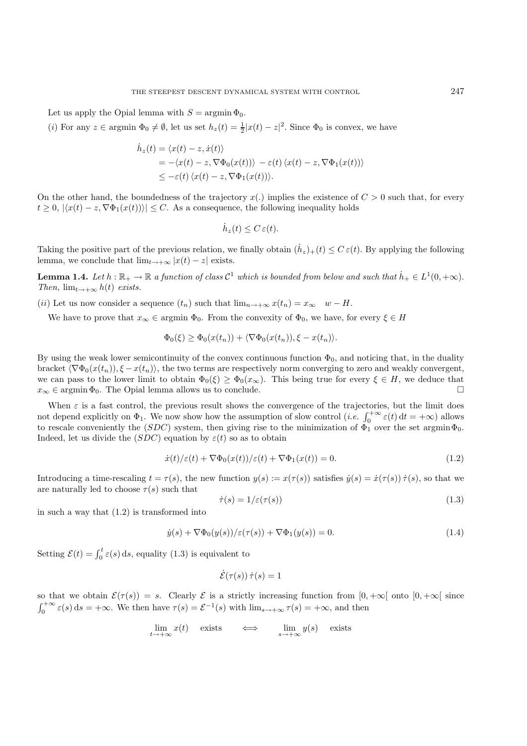Let us apply the Opial lemma with $S = \operatorname{argmin} \Phi_0$.

$(i)$ For any $z \in \operatorname{argmin} \Phi_0 \neq \emptyset$, let us set $h_z(t) = \frac{1}{2}|x(t) - z|^2$. Since $\Phi_0$ is convex, we have

$$
\begin{aligned}
\dot{h}_z(t) &= \langle x(t) - z, \dot{x}(t) \rangle \\
&= -\langle x(t) - z, \nabla \Phi_0(x(t)) \rangle - \varepsilon(t) \langle x(t) - z, \nabla \Phi_1(x(t)) \rangle \\
&\leq -\varepsilon(t) \langle x(t) - z, \nabla \Phi_1(x(t)) \rangle.
\end{aligned}
$$

On the other hand, the boundedness of the trajectory $x(.)$ implies the existence of $C > 0$ such that, for every $t \geq 0$, $|\langle x(t) - z, \nabla \Phi_1(x(t)) \rangle| \leq C$. As a consequence, the following inequality holds

$$
\dot{h}_z(t) \leq C \, \varepsilon(t).
$$

Taking the positive part of the previous relation, we finally obtain $(\dot{h}_z)_+(t) \leq C \, \varepsilon(t)$. By applying the following lemma, we conclude that $\lim_{t \to +\infty} |x(t) - z|$ exists.

**Lemma 1.4.** *Let $h : \mathbb{R}_+ \to \mathbb{R}$ a function of class $\mathcal{C}^1$ which is bounded from below and such that $\dot{h}_+ \in L^1(0, +\infty)$. Then, $\lim_{t \to +\infty} h(t)$ exists.*

$(ii)$ Let us now consider a sequence $(t_n)$ such that $\lim_{n \to +\infty} x(t_n) = x_\infty \quad w - H$.

We have to prove that $x_\infty \in \operatorname{argmin} \Phi_0$. From the convexity of $\Phi_0$, we have, for every $\xi \in H$

$$
\Phi_0(\xi) \geq \Phi_0(x(t_n)) + \langle \nabla \Phi_0(x(t_n)), \xi - x(t_n) \rangle.
$$

By using the weak lower semicontinuity of the convex continuous function $\Phi_0$, and noticing that, in the duality bracket $\langle \nabla \Phi_0(x(t_n)), \xi - x(t_n) \rangle$, the two terms are respectively norm converging to zero and weakly convergent, we can pass to the lower limit to obtain $\Phi_0(\xi) \geq \Phi_0(x_\infty)$. This being true for every $\xi \in H$, we deduce that $x_\infty \in \operatorname{argmin} \Phi_0$. The Opial lemma allows us to conclude. $\square$

When $\varepsilon$ is a fast control, the previous result shows the convergence of the trajectories, but the limit does not depend explicitly on $\Phi_1$. We now show how the assumption of slow control (*i.e.* $\int_0^{+\infty} \varepsilon(t) \, \mathrm{d}t = +\infty$) allows to rescale conveniently the $(SDC)$ system, then giving rise to the minimization of $\Phi_1$ over the set $\operatorname{argmin} \Phi_0$. Indeed, let us divide the $(SDC)$ equation by $\varepsilon(t)$ so as to obtain

$$
\dot{x}(t)/\varepsilon(t) + \nabla \Phi_0(x(t))/\varepsilon(t) + \nabla \Phi_1(x(t)) = 0. \tag{1.2}
$$

Introducing a time-rescaling $t = \tau(s)$, the new function $y(s) := x(\tau(s))$ satisfies $\dot{y}(s) = \dot{x}(\tau(s)) \, \dot{\tau}(s)$, so that we are naturally led to choose $\tau(s)$ such that

$$
\dot{\tau}(s) = 1/\varepsilon(\tau(s)) \tag{1.3}
$$

in such a way that (1.2) is transformed into

$$
\dot{y}(s) + \nabla \Phi_0(y(s))/\varepsilon(\tau(s)) + \nabla \Phi_1(y(s)) = 0. \tag{1.4}
$$

Setting $\mathcal{E}(t) = \int_0^t \varepsilon(s) \, \mathrm{d}s$, equality (1.3) is equivalent to

$$
\dot{\mathcal{E}}(\tau(s)) \, \dot{\tau}(s) = 1
$$

so that we obtain $\mathcal{E}(\tau(s)) = s$. Clearly $\mathcal{E}$ is a strictly increasing function from $[0, +\infty[$ onto $[0, +\infty[$ since $\int_0^{+\infty} \varepsilon(s) \, \mathrm{d}s = +\infty$. We then have $\tau(s) = \mathcal{E}^{-1}(s)$ with $\lim_{s \to +\infty} \tau(s) = +\infty$, and then

$$
\lim_{t \to +\infty} x(t) \quad \text{exists} \qquad \Longleftrightarrow \qquad \lim_{s \to +\infty} y(s) \quad \text{exists}
$$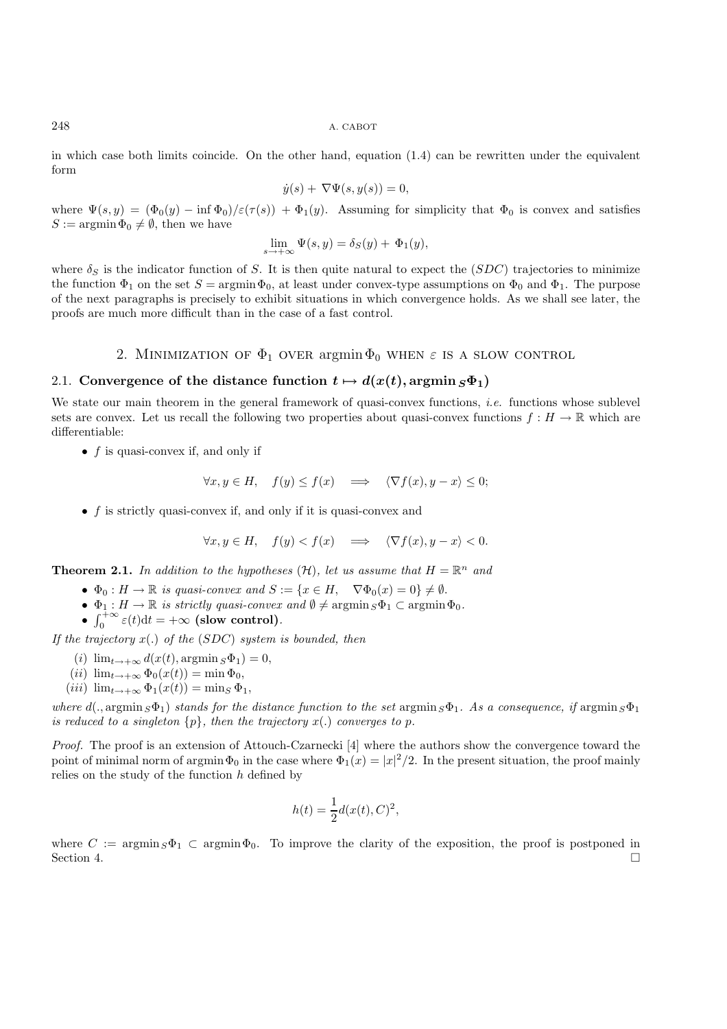in which case both limits coincide. On the other hand, equation (1.4) can be rewritten under the equivalent form

$$\dot{y}(s) + \nabla\Psi(s, y(s)) = 0,$$

where $\Psi(s, y) = (\Phi_0(y) - \inf \Phi_0)/\varepsilon(\tau(s)) + \Phi_1(y)$. Assuming for simplicity that $\Phi_0$ is convex and satisfies $S := \operatorname{argmin} \Phi_0 \neq \emptyset$, then we have

$$\lim_{s \to +\infty} \Psi(s, y) = \delta_S(y) + \Phi_1(y),$$

where $\delta_S$ is the indicator function of $S$. It is then quite natural to expect the $(SDC)$ trajectories to minimize the function $\Phi_1$ on the set $S = \operatorname{argmin} \Phi_0$, at least under convex-type assumptions on $\Phi_0$ and $\Phi_1$. The purpose of the next paragraphs is precisely to exhibit situations in which convergence holds. As we shall see later, the proofs are much more difficult than in the case of a fast control.

## 2. Minimization of $\Phi_1$ over $\operatorname{argmin} \Phi_0$ when $\varepsilon$ is a slow control

### 2.1. Convergence of the distance function $t \mapsto d(x(t), \operatorname{argmin}_S \Phi_1)$

We state our main theorem in the general framework of quasi-convex functions, *i.e.* functions whose sublevel sets are convex. Let us recall the following two properties about quasi-convex functions $f : H \to \mathbb{R}$ which are differentiable:

- $f$ is quasi-convex if, and only if

$$\forall x, y \in H, \quad f(y) \leq f(x) \implies \langle \nabla f(x), y - x \rangle \leq 0;$$

- $f$ is strictly quasi-convex if, and only if it is quasi-convex and

$$\forall x, y \in H, \quad f(y) < f(x) \implies \langle \nabla f(x), y - x \rangle < 0.$$

**Theorem 2.1.** *In addition to the hypotheses $(\mathcal{H})$, let us assume that $H = \mathbb{R}^n$ and*

- *$\Phi_0 : H \to \mathbb{R}$ is quasi-convex and $S := \{x \in H, \quad \nabla \Phi_0(x) = 0\} \neq \emptyset$.*
- *$\Phi_1 : H \to \mathbb{R}$ is strictly quasi-convex and $\emptyset \neq \operatorname{argmin}_S \Phi_1 \subset \operatorname{argmin} \Phi_0$.*
- *$\int_0^{+\infty} \varepsilon(t) \mathrm{d}t = +\infty$* **(slow control)**.

*If the trajectory $x(.)$ of the $(SDC)$ system is bounded, then*

(i) $\lim_{t \to +\infty} d(x(t), \operatorname{argmin}_S \Phi_1) = 0$,

(ii) $\lim_{t \to +\infty} \Phi_0(x(t)) = \min \Phi_0$,

(iii) $\lim_{t \to +\infty} \Phi_1(x(t)) = \min_S \Phi_1$,

*where $d(., \operatorname{argmin}_S \Phi_1)$ stands for the distance function to the set $\operatorname{argmin}_S \Phi_1$. As a consequence, if $\operatorname{argmin}_S \Phi_1$ is reduced to a singleton $\{p\}$, then the trajectory $x(.)$ converges to $p$.*

*Proof.* The proof is an extension of Attouch-Czarnecki [4] where the authors show the convergence toward the point of minimal norm of $\operatorname{argmin} \Phi_0$ in the case where $\Phi_1(x) = |x|^2/2$. In the present situation, the proof mainly relies on the study of the function $h$ defined by

$$h(t) = \frac{1}{2} d(x(t), C)^2,$$

where $C := \operatorname{argmin}_S \Phi_1 \subset \operatorname{argmin} \Phi_0$. To improve the clarity of the exposition, the proof is postponed in Section 4. $\square$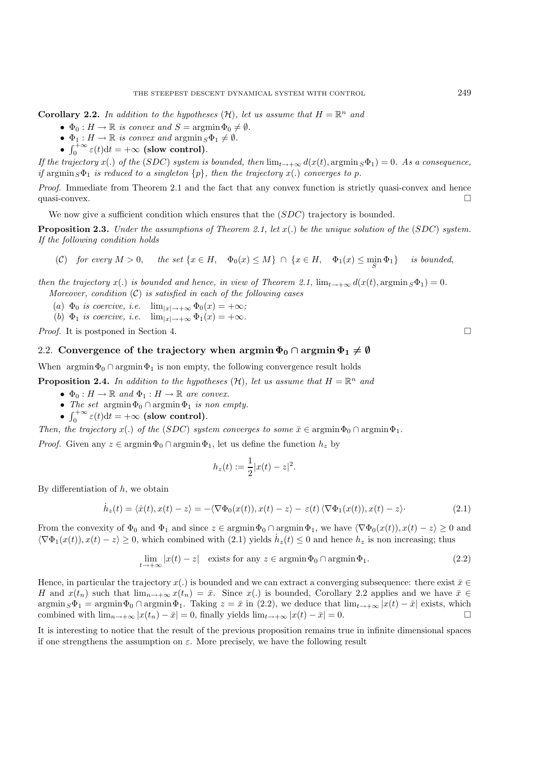**Corollary 2.2.** *In addition to the hypotheses* $(\mathcal{H})$*, let us assume that* $H = \mathbb{R}^n$ *and*

- $\Phi_0 : H \to \mathbb{R}$ *is convex and* $S = \operatorname{argmin} \Phi_0 \neq \emptyset$.
- $\Phi_1 : H \to \mathbb{R}$ *is convex and* $\operatorname{argmin}_S \Phi_1 \neq \emptyset$.
- $\int_0^{+\infty} \varepsilon(t) \mathrm{d}t = +\infty$ **(slow control)**.

*If the trajectory* $x(.)$ *of the* $(SDC)$ *system is bounded, then* $\lim_{t\to+\infty} d(x(t), \operatorname{argmin}_S \Phi_1) = 0$*. As a consequence, if* $\operatorname{argmin}_S \Phi_1$ *is reduced to a singleton* $\{p\}$*, then the trajectory* $x(.)$ *converges to* $p$.

*Proof.* Immediate from Theorem 2.1 and the fact that any convex function is strictly quasi-convex and hence quasi-convex. □

We now give a sufficient condition which ensures that the $(SDC)$ trajectory is bounded.

**Proposition 2.3.** *Under the assumptions of Theorem 2.1, let* $x(.)$ *be the unique solution of the* $(SDC)$ *system. If the following condition holds*

$$(\mathcal{C}) \quad \text{for every } M > 0, \quad \text{the set } \{x \in H, \quad \Phi_0(x) \leq M\} \cap \{x \in H, \quad \Phi_1(x) \leq \min_S \Phi_1\} \quad \text{is bounded,}$$

*then the trajectory* $x(.)$ *is bounded and hence, in view of Theorem 2.1,* $\lim_{t\to+\infty} d(x(t), \operatorname{argmin}_S \Phi_1) = 0$.

*Moreover, condition* $(\mathcal{C})$ *is satisfied in each of the following cases*

(a) $\Phi_0$ *is coercive, i.e.* $\lim_{|x|\to+\infty} \Phi_0(x) = +\infty$;

(b) $\Phi_1$ *is coercive, i.e.* $\lim_{|x|\to+\infty} \Phi_1(x) = +\infty$.

*Proof.* It is postponed in Section 4. □

## 2.2. Convergence of the trajectory when $\operatorname{argmin} \Phi_0 \cap \operatorname{argmin} \Phi_1 \neq \emptyset$

When $\operatorname{argmin} \Phi_0 \cap \operatorname{argmin} \Phi_1$ is non empty, the following convergence result holds

**Proposition 2.4.** *In addition to the hypotheses* $(\mathcal{H})$*, let us assume that* $H = \mathbb{R}^n$ *and*

- $\Phi_0 : H \to \mathbb{R}$ *and* $\Phi_1 : H \to \mathbb{R}$ *are convex.*
- *The set* $\operatorname{argmin} \Phi_0 \cap \operatorname{argmin} \Phi_1$ *is non empty.*
- $\int_0^{+\infty} \varepsilon(t) \mathrm{d}t = +\infty$ **(slow control)**.

*Then, the trajectory* $x(.)$ *of the* $(SDC)$ *system converges to some* $\bar{x} \in \operatorname{argmin} \Phi_0 \cap \operatorname{argmin} \Phi_1$.

*Proof.* Given any $z \in \operatorname{argmin} \Phi_0 \cap \operatorname{argmin} \Phi_1$, let us define the function $h_z$ by

$$h_z(t) := \frac{1}{2}|x(t) - z|^2.$$

By differentiation of $h$, we obtain

$$\dot{h}_z(t) = \langle \dot{x}(t), x(t) - z \rangle = -\langle \nabla \Phi_0(x(t)), x(t) - z \rangle - \varepsilon(t) \langle \nabla \Phi_1(x(t)), x(t) - z \rangle \cdot \tag{2.1}$$

From the convexity of $\Phi_0$ and $\Phi_1$ and since $z \in \operatorname{argmin} \Phi_0 \cap \operatorname{argmin} \Phi_1$, we have $\langle \nabla \Phi_0(x(t)), x(t) - z \rangle \geq 0$ and $\langle \nabla \Phi_1(x(t)), x(t) - z \rangle \geq 0$, which combined with (2.1) yields $\dot{h}_z(t) \leq 0$ and hence $h_z$ is non increasing; thus

$$\lim_{t\to+\infty} |x(t) - z| \quad \text{exists for any } z \in \operatorname{argmin} \Phi_0 \cap \operatorname{argmin} \Phi_1. \tag{2.2}$$

Hence, in particular the trajectory $x(.)$ is bounded and we can extract a converging subsequence: there exist $\bar{x} \in H$ and $x(t_n)$ such that $\lim_{n\to+\infty} x(t_n) = \bar{x}$. Since $x(.)$ is bounded, Corollary 2.2 applies and we have $\bar{x} \in \operatorname{argmin}_S \Phi_1 = \operatorname{argmin} \Phi_0 \cap \operatorname{argmin} \Phi_1$. Taking $z = \bar{x}$ in (2.2), we deduce that $\lim_{t\to+\infty} |x(t) - \bar{x}|$ exists, which combined with $\lim_{n\to+\infty} |x(t_n) - \bar{x}| = 0$, finally yields $\lim_{t\to+\infty} |x(t) - \bar{x}| = 0$. □

It is interesting to notice that the result of the previous proposition remains true in infinite dimensional spaces if one strengthens the assumption on $\varepsilon$. More precisely, we have the following result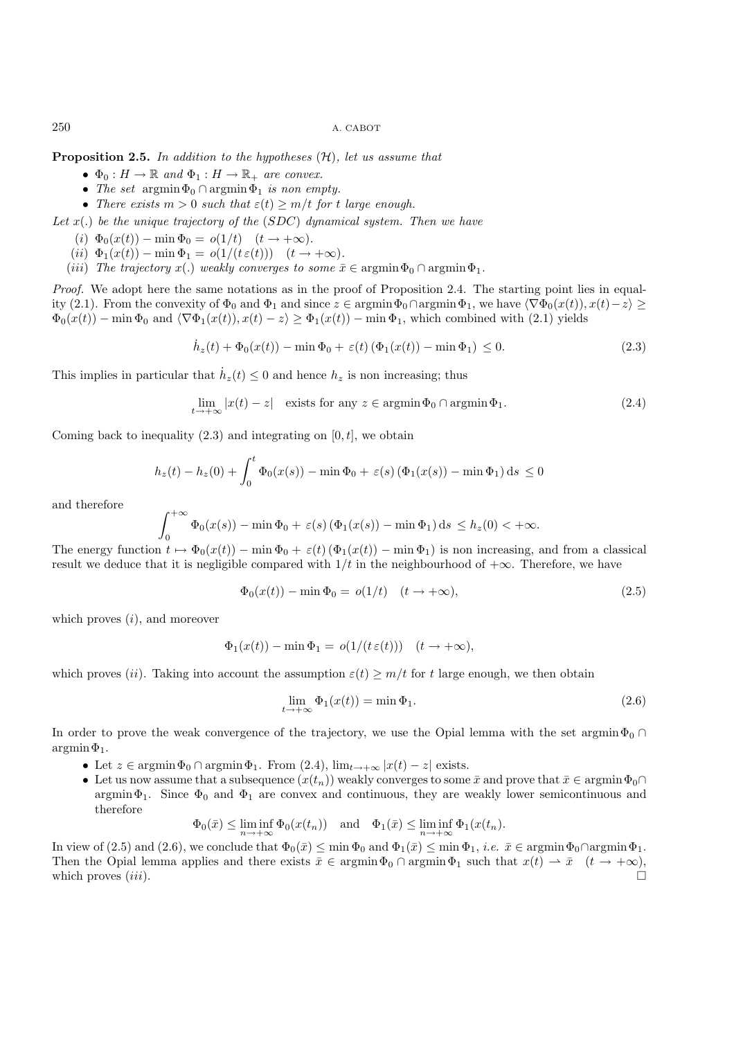**Proposition 2.5.** *In addition to the hypotheses* $(\mathcal{H})$, *let us assume that*

- $\Phi_0 : H \to \mathbb{R}$ *and* $\Phi_1 : H \to \mathbb{R}_+$ *are convex.*
- *The set* $\operatorname{argmin} \Phi_0 \cap \operatorname{argmin} \Phi_1$ *is non empty.*
- *There exists* $m > 0$ *such that* $\varepsilon(t) \geq m/t$ *for* $t$ *large enough.*

*Let* $x(.)$ *be the unique trajectory of the* $(SDC)$ *dynamical system. Then we have*

(*i*) $\Phi_0(x(t)) - \min \Phi_0 = o(1/t) \quad (t \to +\infty)$.

(*ii*) $\Phi_1(x(t)) - \min \Phi_1 = o(1/(t\,\varepsilon(t))) \quad (t \to +\infty)$.

(*iii*) *The trajectory* $x(.)$ *weakly converges to some* $\bar{x} \in \operatorname{argmin} \Phi_0 \cap \operatorname{argmin} \Phi_1$.

*Proof.* We adopt here the same notations as in the proof of Proposition 2.4. The starting point lies in equality (2.1). From the convexity of $\Phi_0$ and $\Phi_1$ and since $z \in \operatorname{argmin} \Phi_0 \cap \operatorname{argmin} \Phi_1$, we have $\langle \nabla \Phi_0(x(t)), x(t) - z \rangle \geq \Phi_0(x(t)) - \min \Phi_0$ and $\langle \nabla \Phi_1(x(t)), x(t) - z \rangle \geq \Phi_1(x(t)) - \min \Phi_1$, which combined with (2.1) yields

$$\dot{h}_z(t) + \Phi_0(x(t)) - \min \Phi_0 + \varepsilon(t)\,(\Phi_1(x(t)) - \min \Phi_1) \leq 0. \tag{2.3}$$

This implies in particular that $\dot{h}_z(t) \leq 0$ and hence $h_z$ is non increasing; thus

$$\lim_{t \to +\infty} |x(t) - z| \quad \text{exists for any } z \in \operatorname{argmin} \Phi_0 \cap \operatorname{argmin} \Phi_1. \tag{2.4}$$

Coming back to inequality (2.3) and integrating on $[0, t]$, we obtain

$$h_z(t) - h_z(0) + \int_0^t \Phi_0(x(s)) - \min \Phi_0 + \varepsilon(s)\,(\Phi_1(x(s)) - \min \Phi_1)\,\mathrm{d}s \leq 0$$

and therefore

$$\int_0^{+\infty} \Phi_0(x(s)) - \min \Phi_0 + \varepsilon(s)\,(\Phi_1(x(s)) - \min \Phi_1)\,\mathrm{d}s \leq h_z(0) < +\infty.$$

The energy function $t \mapsto \Phi_0(x(t)) - \min \Phi_0 + \varepsilon(t)\,(\Phi_1(x(t)) - \min \Phi_1)$ is non increasing, and from a classical result we deduce that it is negligible compared with $1/t$ in the neighbourhood of $+\infty$. Therefore, we have

$$\Phi_0(x(t)) - \min \Phi_0 = o(1/t) \quad (t \to +\infty), \tag{2.5}$$

which proves $(i)$, and moreover

$$\Phi_1(x(t)) - \min \Phi_1 = o(1/(t\,\varepsilon(t))) \quad (t \to +\infty),$$

which proves $(ii)$. Taking into account the assumption $\varepsilon(t) \geq m/t$ for $t$ large enough, we then obtain

$$\lim_{t \to +\infty} \Phi_1(x(t)) = \min \Phi_1. \tag{2.6}$$

In order to prove the weak convergence of the trajectory, we use the Opial lemma with the set $\operatorname{argmin} \Phi_0 \cap \operatorname{argmin} \Phi_1$.

- Let $z \in \operatorname{argmin} \Phi_0 \cap \operatorname{argmin} \Phi_1$. From (2.4), $\lim_{t \to +\infty} |x(t) - z|$ exists.
- Let us now assume that a subsequence $(x(t_n))$ weakly converges to some $\bar{x}$ and prove that $\bar{x} \in \operatorname{argmin} \Phi_0 \cap \operatorname{argmin} \Phi_1$. Since $\Phi_0$ and $\Phi_1$ are convex and continuous, they are weakly lower semicontinuous and therefore

$$\Phi_0(\bar{x}) \leq \liminf_{n \to +\infty} \Phi_0(x(t_n)) \quad \text{and} \quad \Phi_1(\bar{x}) \leq \liminf_{n \to +\infty} \Phi_1(x(t_n)).$$

In view of (2.5) and (2.6), we conclude that $\Phi_0(\bar{x}) \leq \min \Phi_0$ and $\Phi_1(\bar{x}) \leq \min \Phi_1$, *i.e.* $\bar{x} \in \operatorname{argmin} \Phi_0 \cap \operatorname{argmin} \Phi_1$. Then the Opial lemma applies and there exists $\bar{x} \in \operatorname{argmin} \Phi_0 \cap \operatorname{argmin} \Phi_1$ such that $x(t) \rightharpoonup \bar{x} \quad (t \to +\infty)$, which proves $(iii)$. $\square$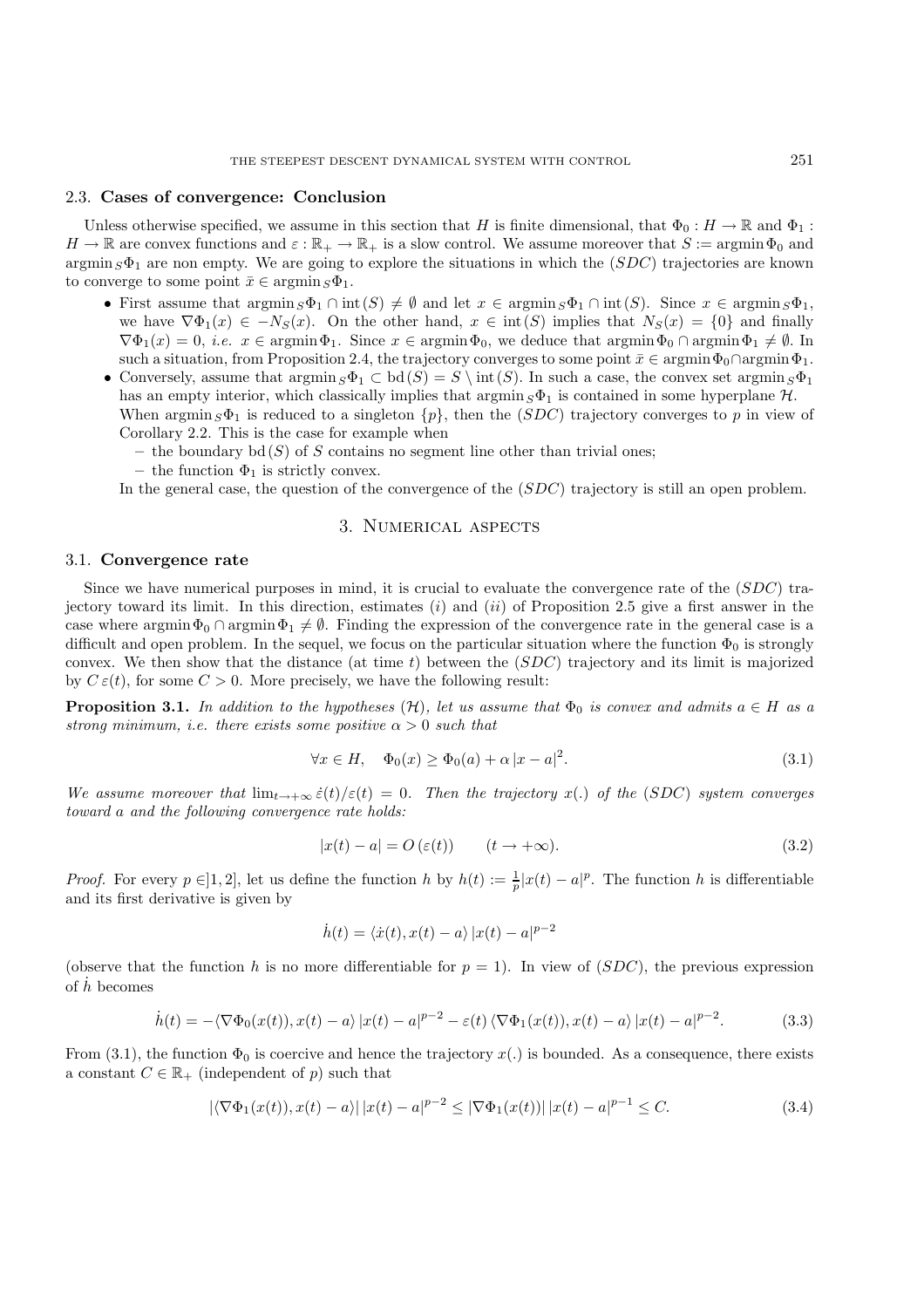### 2.3. Cases of convergence: Conclusion

Unless otherwise specified, we assume in this section that $H$ is finite dimensional, that $\Phi_0 : H \to \mathbb{R}$ and $\Phi_1 : H \to \mathbb{R}$ are convex functions and $\varepsilon : \mathbb{R}_+ \to \mathbb{R}_+$ is a slow control. We assume moreover that $S := \operatorname{argmin} \Phi_0$ and $\operatorname{argmin}_S \Phi_1$ are non empty. We are going to explore the situations in which the $(SDC)$ trajectories are known to converge to some point $\bar{x} \in \operatorname{argmin}_S \Phi_1$.

- First assume that $\operatorname{argmin}_S \Phi_1 \cap \operatorname{int}(S) \neq \emptyset$ and let $x \in \operatorname{argmin}_S \Phi_1 \cap \operatorname{int}(S)$. Since $x \in \operatorname{argmin}_S \Phi_1$, we have $\nabla\Phi_1(x) \in -N_S(x)$. On the other hand, $x \in \operatorname{int}(S)$ implies that $N_S(x) = \{0\}$ and finally $\nabla\Phi_1(x) = 0$, *i.e.* $x \in \operatorname{argmin} \Phi_1$. Since $x \in \operatorname{argmin} \Phi_0$, we deduce that $\operatorname{argmin} \Phi_0 \cap \operatorname{argmin} \Phi_1 \neq \emptyset$. In such a situation, from Proposition 2.4, the trajectory converges to some point $\bar{x} \in \operatorname{argmin} \Phi_0 \cap \operatorname{argmin} \Phi_1$.
- Conversely, assume that $\operatorname{argmin}_S \Phi_1 \subset \operatorname{bd}(S) = S \setminus \operatorname{int}(S)$. In such a case, the convex set $\operatorname{argmin}_S \Phi_1$ has an empty interior, which classically implies that $\operatorname{argmin}_S \Phi_1$ is contained in some hyperplane $\mathcal{H}$. When $\operatorname{argmin}_S \Phi_1$ is reduced to a singleton $\{p\}$, then the $(SDC)$ trajectory converges to $p$ in view of Corollary 2.2. This is the case for example when
  - the boundary $\operatorname{bd}(S)$ of $S$ contains no segment line other than trivial ones;
  - the function $\Phi_1$ is strictly convex.

  In the general case, the question of the convergence of the $(SDC)$ trajectory is still an open problem.

## 3. Numerical aspects

### 3.1. Convergence rate

Since we have numerical purposes in mind, it is crucial to evaluate the convergence rate of the $(SDC)$ trajectory toward its limit. In this direction, estimates $(i)$ and $(ii)$ of Proposition 2.5 give a first answer in the case where $\operatorname{argmin} \Phi_0 \cap \operatorname{argmin} \Phi_1 \neq \emptyset$. Finding the expression of the convergence rate in the general case is a difficult and open problem. In the sequel, we focus on the particular situation where the function $\Phi_0$ is strongly convex. We then show that the distance (at time $t$) between the $(SDC)$ trajectory and its limit is majorized by $C\,\varepsilon(t)$, for some $C > 0$. More precisely, we have the following result:

**Proposition 3.1.** *In addition to the hypotheses* $(\mathcal{H})$*, let us assume that* $\Phi_0$ *is convex and admits* $a \in H$ *as a strong minimum, i.e. there exists some positive* $\alpha > 0$ *such that*

$$\forall x \in H, \quad \Phi_0(x) \geq \Phi_0(a) + \alpha\,|x - a|^2. \tag{3.1}$$

*We assume moreover that* $\lim_{t\to+\infty} \dot{\varepsilon}(t)/\varepsilon(t) = 0$*. Then the trajectory* $x(.)$ *of the* $(SDC)$ *system converges toward* $a$ *and the following convergence rate holds:*

$$|x(t) - a| = O\,(\varepsilon(t)) \qquad (t \to +\infty). \tag{3.2}$$

*Proof.* For every $p \in ]1, 2]$, let us define the function $h$ by $h(t) := \frac{1}{p}|x(t) - a|^p$. The function $h$ is differentiable and its first derivative is given by

$$\dot{h}(t) = \langle \dot{x}(t), x(t) - a\rangle\,|x(t) - a|^{p-2}$$

(observe that the function $h$ is no more differentiable for $p = 1$). In view of $(SDC)$, the previous expression of $\dot{h}$ becomes

$$\dot{h}(t) = -\langle \nabla\Phi_0(x(t)), x(t) - a\rangle\,|x(t) - a|^{p-2} - \varepsilon(t)\,\langle \nabla\Phi_1(x(t)), x(t) - a\rangle\,|x(t) - a|^{p-2}. \tag{3.3}$$

From (3.1), the function $\Phi_0$ is coercive and hence the trajectory $x(.)$ is bounded. As a consequence, there exists a constant $C \in \mathbb{R}_+$ (independent of $p$) such that

$$|\langle \nabla\Phi_1(x(t)), x(t) - a\rangle|\,|x(t) - a|^{p-2} \leq |\nabla\Phi_1(x(t))|\,|x(t) - a|^{p-1} \leq C. \tag{3.4}$$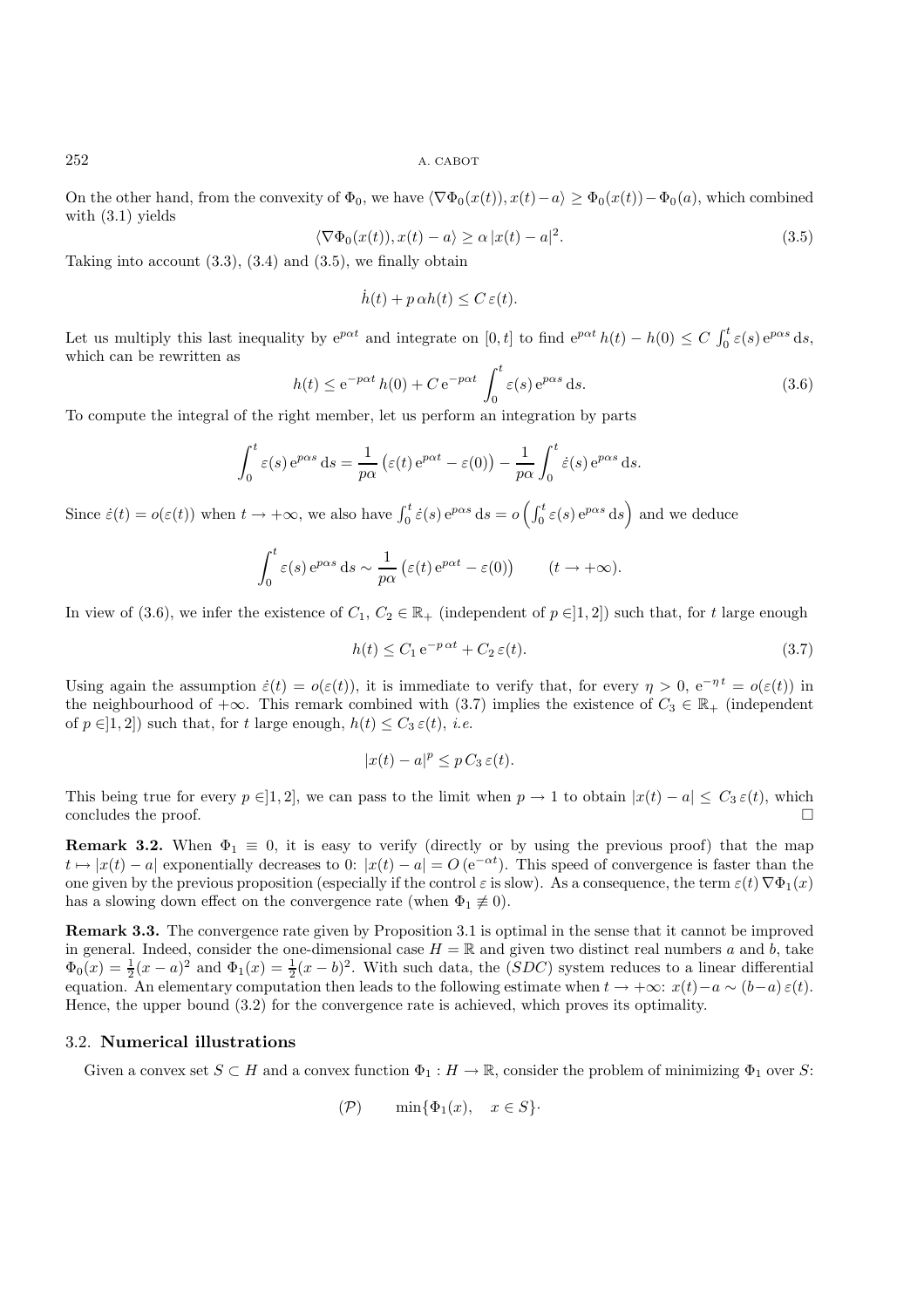On the other hand, from the convexity of $\Phi_0$, we have $\langle \nabla\Phi_0(x(t)), x(t)-a\rangle \geq \Phi_0(x(t)) - \Phi_0(a)$, which combined with (3.1) yields

$$\langle \nabla\Phi_0(x(t)), x(t)-a\rangle \geq \alpha\, |x(t)-a|^2. \tag{3.5}$$

Taking into account (3.3), (3.4) and (3.5), we finally obtain

$$\dot{h}(t) + p\,\alpha h(t) \leq C\,\varepsilon(t).$$

Let us multiply this last inequality by $\mathrm{e}^{p\alpha t}$ and integrate on $[0,t]$ to find $\mathrm{e}^{p\alpha t}\, h(t) - h(0) \leq C \int_0^t \varepsilon(s)\,\mathrm{e}^{p\alpha s}\,\mathrm{d}s$, which can be rewritten as

$$h(t) \leq \mathrm{e}^{-p\alpha t}\, h(0) + C\,\mathrm{e}^{-p\alpha t} \int_0^t \varepsilon(s)\,\mathrm{e}^{p\alpha s}\,\mathrm{d}s. \tag{3.6}$$

To compute the integral of the right member, let us perform an integration by parts

$$\int_0^t \varepsilon(s)\,\mathrm{e}^{p\alpha s}\,\mathrm{d}s = \frac{1}{p\alpha}\left(\varepsilon(t)\,\mathrm{e}^{p\alpha t} - \varepsilon(0)\right) - \frac{1}{p\alpha}\int_0^t \dot{\varepsilon}(s)\,\mathrm{e}^{p\alpha s}\,\mathrm{d}s.$$

Since $\dot{\varepsilon}(t) = o(\varepsilon(t))$ when $t \to +\infty$, we also have $\int_0^t \dot{\varepsilon}(s)\,\mathrm{e}^{p\alpha s}\,\mathrm{d}s = o\left(\int_0^t \varepsilon(s)\,\mathrm{e}^{p\alpha s}\,\mathrm{d}s\right)$ and we deduce

$$\int_0^t \varepsilon(s)\,\mathrm{e}^{p\alpha s}\,\mathrm{d}s \sim \frac{1}{p\alpha}\left(\varepsilon(t)\,\mathrm{e}^{p\alpha t} - \varepsilon(0)\right) \qquad (t \to +\infty).$$

In view of (3.6), we infer the existence of $C_1$, $C_2 \in \mathbb{R}_+$ (independent of $p \in ]1,2]$) such that, for $t$ large enough

$$h(t) \leq C_1\,\mathrm{e}^{-p\,\alpha t} + C_2\,\varepsilon(t). \tag{3.7}$$

Using again the assumption $\dot{\varepsilon}(t) = o(\varepsilon(t))$, it is immediate to verify that, for every $\eta > 0$, $\mathrm{e}^{-\eta t} = o(\varepsilon(t))$ in the neighbourhood of $+\infty$. This remark combined with (3.7) implies the existence of $C_3 \in \mathbb{R}_+$ (independent of $p \in ]1,2]$) such that, for $t$ large enough, $h(t) \leq C_3\,\varepsilon(t)$, *i.e.*

$$|x(t)-a|^p \leq p\,C_3\,\varepsilon(t).$$

This being true for every $p \in ]1,2]$, we can pass to the limit when $p \to 1$ to obtain $|x(t)-a| \leq C_3\,\varepsilon(t)$, which concludes the proof. □

**Remark 3.2.** When $\Phi_1 \equiv 0$, it is easy to verify (directly or by using the previous proof) that the map $t \mapsto |x(t)-a|$ exponentially decreases to 0: $|x(t)-a| = O\left(\mathrm{e}^{-\alpha t}\right)$. This speed of convergence is faster than the one given by the previous proposition (especially if the control $\varepsilon$ is slow). As a consequence, the term $\varepsilon(t)\,\nabla\Phi_1(x)$ has a slowing down effect on the convergence rate (when $\Phi_1 \not\equiv 0$).

**Remark 3.3.** The convergence rate given by Proposition 3.1 is optimal in the sense that it cannot be improved in general. Indeed, consider the one-dimensional case $H = \mathbb{R}$ and given two distinct real numbers $a$ and $b$, take $\Phi_0(x) = \frac{1}{2}(x-a)^2$ and $\Phi_1(x) = \frac{1}{2}(x-b)^2$. With such data, the $(SDC)$ system reduces to a linear differential equation. An elementary computation then leads to the following estimate when $t \to +\infty$: $x(t) - a \sim (b-a)\,\varepsilon(t)$. Hence, the upper bound (3.2) for the convergence rate is achieved, which proves its optimality.

### 3.2. Numerical illustrations

Given a convex set $S \subset H$ and a convex function $\Phi_1 : H \to \mathbb{R}$, consider the problem of minimizing $\Phi_1$ over $S$:

$$(\mathcal{P}) \qquad \min\{\Phi_1(x), \quad x \in S\}\cdot$$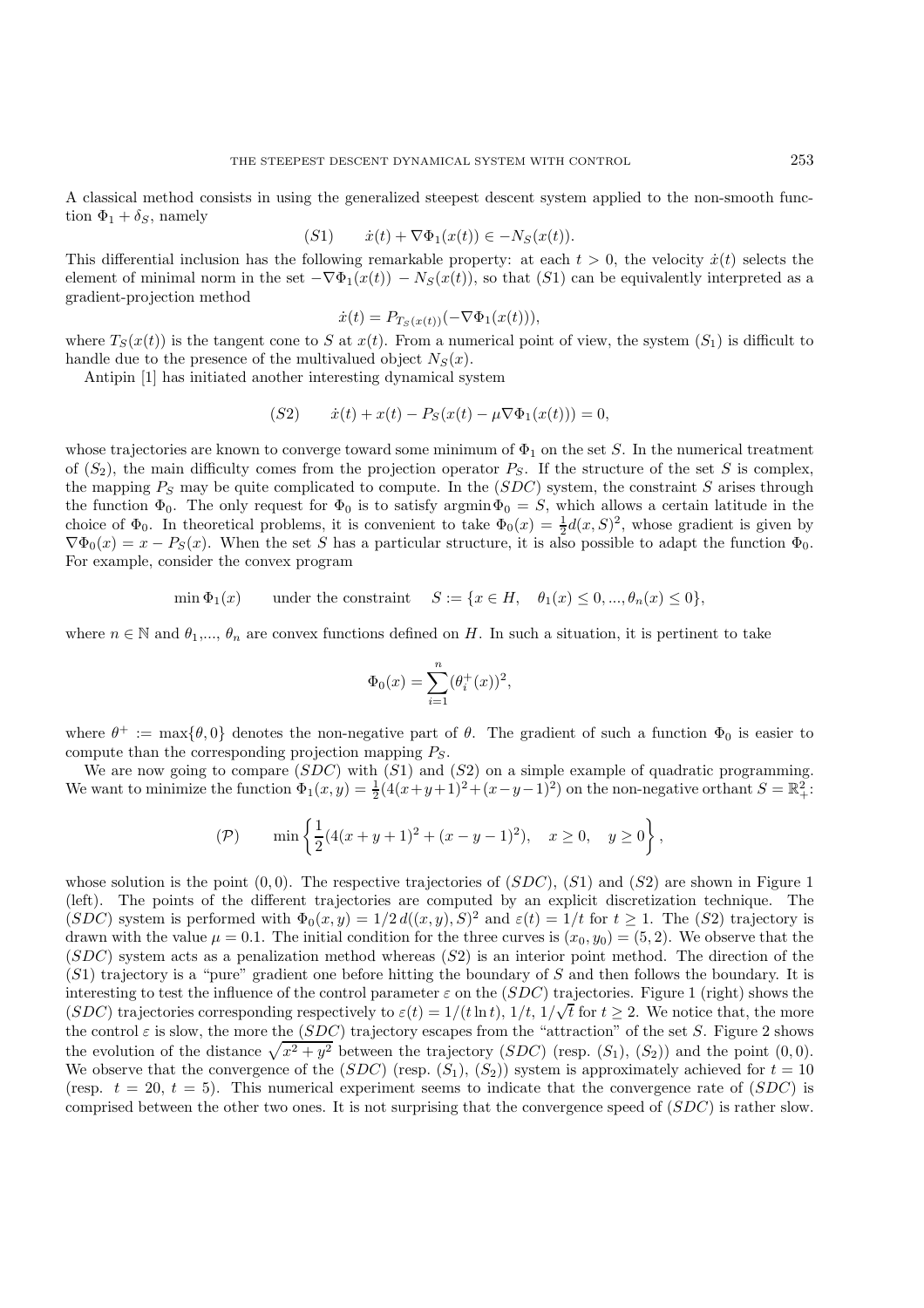A classical method consists in using the generalized steepest descent system applied to the non-smooth function $\Phi_1 + \delta_S$, namely

$$(S1) \qquad \dot{x}(t) + \nabla\Phi_1(x(t)) \in -N_S(x(t)).$$

This differential inclusion has the following remarkable property: at each $t > 0$, the velocity $\dot{x}(t)$ selects the element of minimal norm in the set $-\nabla\Phi_1(x(t)) - N_S(x(t))$, so that $(S1)$ can be equivalently interpreted as a gradient-projection method

$$\dot{x}(t) = P_{T_S(x(t))}(-\nabla\Phi_1(x(t))),$$

where $T_S(x(t))$ is the tangent cone to $S$ at $x(t)$. From a numerical point of view, the system $(S_1)$ is difficult to handle due to the presence of the multivalued object $N_S(x)$.

Antipin [1] has initiated another interesting dynamical system

$$(S2) \qquad \dot{x}(t) + x(t) - P_S(x(t) - \mu\nabla\Phi_1(x(t))) = 0,$$

whose trajectories are known to converge toward some minimum of $\Phi_1$ on the set $S$. In the numerical treatment of $(S_2)$, the main difficulty comes from the projection operator $P_S$. If the structure of the set $S$ is complex, the mapping $P_S$ may be quite complicated to compute. In the $(SDC)$ system, the constraint $S$ arises through the function $\Phi_0$. The only request for $\Phi_0$ is to satisfy $\operatorname{argmin}\Phi_0 = S$, which allows a certain latitude in the choice of $\Phi_0$. In theoretical problems, it is convenient to take $\Phi_0(x) = \frac{1}{2}d(x,S)^2$, whose gradient is given by $\nabla\Phi_0(x) = x - P_S(x)$. When the set $S$ has a particular structure, it is also possible to adapt the function $\Phi_0$. For example, consider the convex program

$$\min \Phi_1(x) \qquad \text{under the constraint} \qquad S := \{x \in H, \quad \theta_1(x) \leq 0, ..., \theta_n(x) \leq 0\},$$

where $n \in \mathbb{N}$ and $\theta_1$,..., $\theta_n$ are convex functions defined on $H$. In such a situation, it is pertinent to take

$$\Phi_0(x) = \sum_{i=1}^{n} (\theta_i^+(x))^2,$$

where $\theta^+ := \max\{\theta, 0\}$ denotes the non-negative part of $\theta$. The gradient of such a function $\Phi_0$ is easier to compute than the corresponding projection mapping $P_S$.

We are now going to compare $(SDC)$ with $(S1)$ and $(S2)$ on a simple example of quadratic programming. We want to minimize the function $\Phi_1(x,y) = \frac{1}{2}(4(x+y+1)^2 + (x-y-1)^2)$ on the non-negative orthant $S = \mathbb{R}^2_+$:

$$(\mathcal{P}) \qquad \min\left\{\frac{1}{2}(4(x+y+1)^2 + (x-y-1)^2), \quad x \geq 0, \quad y \geq 0\right\},$$

whose solution is the point $(0,0)$. The respective trajectories of $(SDC)$, $(S1)$ and $(S2)$ are shown in Figure 1 (left). The points of the different trajectories are computed by an explicit discretization technique. The $(SDC)$ system is performed with $\Phi_0(x,y) = 1/2\, d((x,y),S)^2$ and $\varepsilon(t) = 1/t$ for $t \geq 1$. The $(S2)$ trajectory is drawn with the value $\mu = 0.1$. The initial condition for the three curves is $(x_0, y_0) = (5,2)$. We observe that the $(SDC)$ system acts as a penalization method whereas $(S2)$ is an interior point method. The direction of the $(S1)$ trajectory is a "pure" gradient one before hitting the boundary of $S$ and then follows the boundary. It is interesting to test the influence of the control parameter $\varepsilon$ on the $(SDC)$ trajectories. Figure 1 (right) shows the $(SDC)$ trajectories corresponding respectively to $\varepsilon(t) = 1/(t\ln t)$, $1/t$, $1/\sqrt{t}$ for $t \geq 2$. We notice that, the more the control $\varepsilon$ is slow, the more the $(SDC)$ trajectory escapes from the "attraction" of the set $S$. Figure 2 shows the evolution of the distance $\sqrt{x^2+y^2}$ between the trajectory $(SDC)$ (resp. $(S_1)$, $(S_2)$) and the point $(0,0)$. We observe that the convergence of the $(SDC)$ (resp. $(S_1)$, $(S_2)$) system is approximately achieved for $t = 10$ (resp. $t = 20$, $t = 5$). This numerical experiment seems to indicate that the convergence rate of $(SDC)$ is comprised between the other two ones. It is not surprising that the convergence speed of $(SDC)$ is rather slow.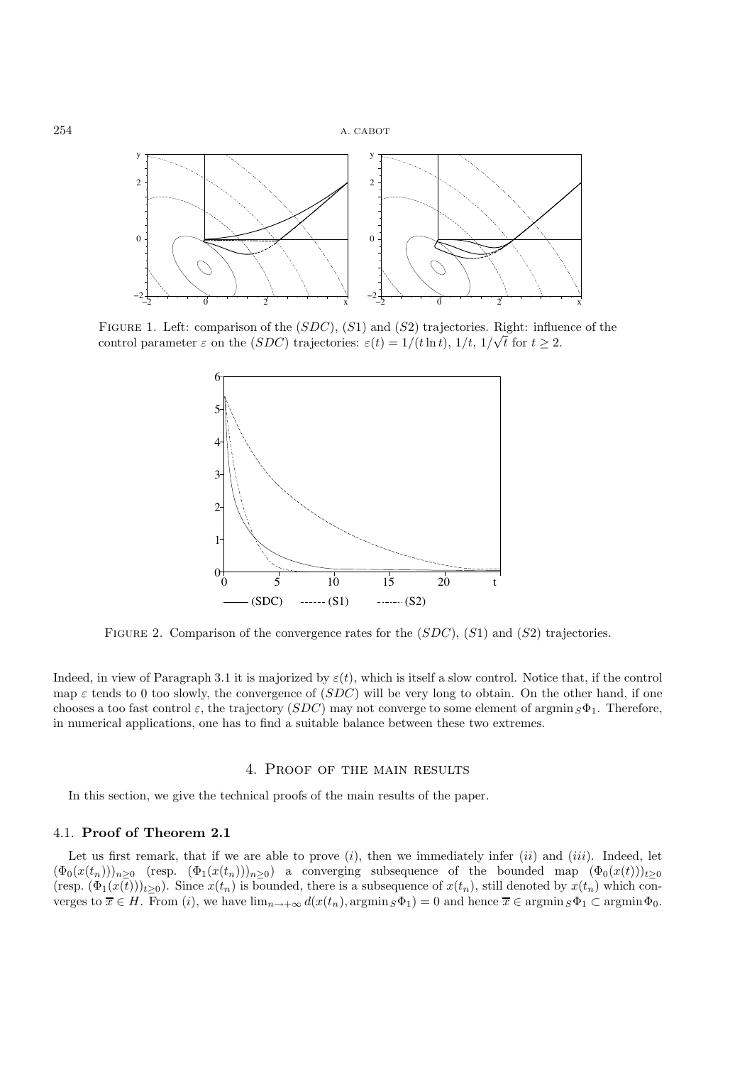Figure 1. Left: comparison of the $(SDC)$, $(S1)$ and $(S2)$ trajectories. Right: influence of the control parameter $\varepsilon$ on the $(SDC)$ trajectories: $\varepsilon(t) = 1/(t \ln t)$, $1/t$, $1/\sqrt{t}$ for $t \geq 2$.

Figure 2. Comparison of the convergence rates for the $(SDC)$, $(S1)$ and $(S2)$ trajectories.

Indeed, in view of Paragraph 3.1 it is majorized by $\varepsilon(t)$, which is itself a slow control. Notice that, if the control map $\varepsilon$ tends to 0 too slowly, the convergence of $(SDC)$ will be very long to obtain. On the other hand, if one chooses a too fast control $\varepsilon$, the trajectory $(SDC)$ may not converge to some element of $\operatorname{argmin}_S \Phi_1$. Therefore, in numerical applications, one has to find a suitable balance between these two extremes.

## 4. Proof of the main results

In this section, we give the technical proofs of the main results of the paper.

### 4.1. Proof of Theorem 2.1

Let us first remark, that if we are able to prove $(i)$, then we immediately infer $(ii)$ and $(iii)$. Indeed, let $(\Phi_0(x(t_n)))_{n \geq 0}$ (resp. $(\Phi_1(x(t_n)))_{n \geq 0}$) a converging subsequence of the bounded map $(\Phi_0(x(t)))_{t \geq 0}$ (resp. $(\Phi_1(x(t)))_{t \geq 0}$). Since $x(t_n)$ is bounded, there is a subsequence of $x(t_n)$, still denoted by $x(t_n)$ which converges to $\overline{x} \in H$. From $(i)$, we have $\lim_{n \to +\infty} d(x(t_n), \operatorname{argmin}_S \Phi_1) = 0$ and hence $\overline{x} \in \operatorname{argmin}_S \Phi_1 \subset \operatorname{argmin} \Phi_0$.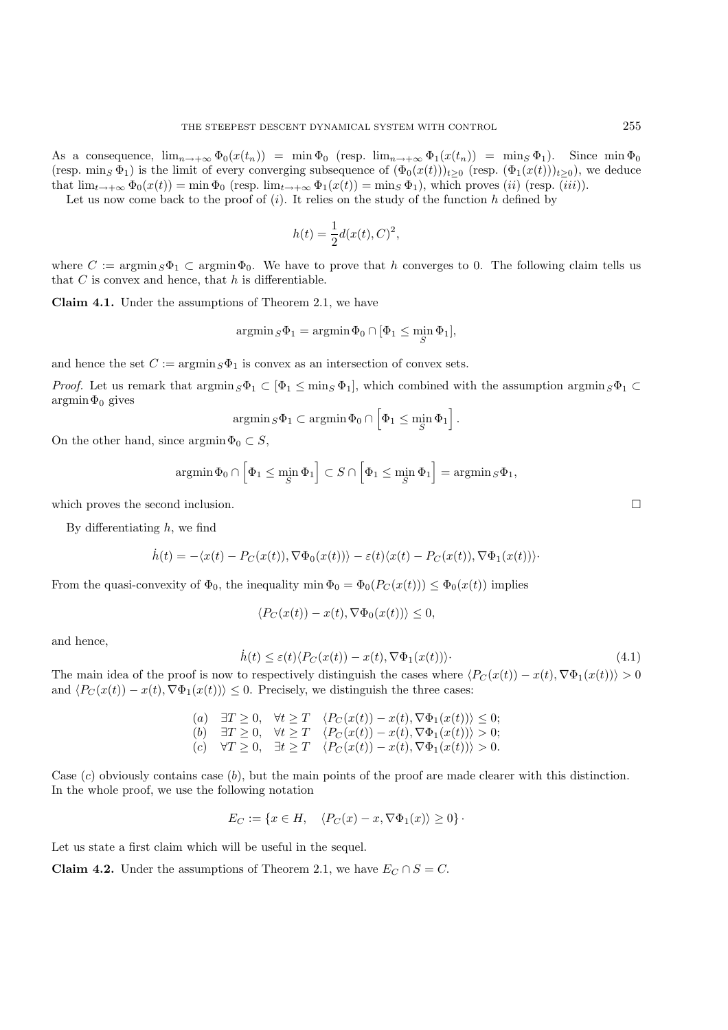As a consequence, $\lim_{n\to+\infty}\Phi_0(x(t_n)) = \min\Phi_0$ (resp. $\lim_{n\to+\infty}\Phi_1(x(t_n)) = \min_S\Phi_1$). Since $\min\Phi_0$ (resp. $\min_S\Phi_1$) is the limit of every converging subsequence of $(\Phi_0(x(t)))_{t\geq 0}$ (resp. $(\Phi_1(x(t)))_{t\geq 0}$), we deduce that $\lim_{t\to+\infty}\Phi_0(x(t)) = \min\Phi_0$ (resp. $\lim_{t\to+\infty}\Phi_1(x(t)) = \min_S\Phi_1$), which proves $(ii)$ (resp. $(iii)$).

Let us now come back to the proof of $(i)$. It relies on the study of the function $h$ defined by

$$h(t) = \frac{1}{2}d(x(t), C)^2,$$

where $C := \operatorname{argmin}_S\Phi_1 \subset \operatorname{argmin}\Phi_0$. We have to prove that $h$ converges to 0. The following claim tells us that $C$ is convex and hence, that $h$ is differentiable.

**Claim 4.1.** Under the assumptions of Theorem 2.1, we have

$$\operatorname{argmin}_S\Phi_1 = \operatorname{argmin}\Phi_0 \cap [\Phi_1 \leq \min_S \Phi_1],$$

and hence the set $C := \operatorname{argmin}_S\Phi_1$ is convex as an intersection of convex sets.

*Proof.* Let us remark that $\operatorname{argmin}_S\Phi_1 \subset [\Phi_1 \leq \min_S\Phi_1]$, which combined with the assumption $\operatorname{argmin}_S\Phi_1 \subset \operatorname{argmin}\Phi_0$ gives

$$\operatorname{argmin}_S\Phi_1 \subset \operatorname{argmin}\Phi_0 \cap \left[\Phi_1 \leq \min_S \Phi_1\right].$$

On the other hand, since $\operatorname{argmin}\Phi_0 \subset S$,

$$\operatorname{argmin}\Phi_0 \cap \left[\Phi_1 \leq \min_S \Phi_1\right] \subset S \cap \left[\Phi_1 \leq \min_S \Phi_1\right] = \operatorname{argmin}_S\Phi_1,$$

which proves the second inclusion. $\square$

By differentiating $h$, we find

$$\dot{h}(t) = -\langle x(t) - P_C(x(t)), \nabla\Phi_0(x(t))\rangle - \varepsilon(t)\langle x(t) - P_C(x(t)), \nabla\Phi_1(x(t))\rangle\cdot$$

From the quasi-convexity of $\Phi_0$, the inequality $\min\Phi_0 = \Phi_0(P_C(x(t))) \leq \Phi_0(x(t))$ implies

$$\langle P_C(x(t)) - x(t), \nabla\Phi_0(x(t))\rangle \leq 0,$$

and hence,

$$\dot{h}(t) \leq \varepsilon(t)\langle P_C(x(t)) - x(t), \nabla\Phi_1(x(t))\rangle\cdot \tag{4.1}$$

The main idea of the proof is now to respectively distinguish the cases where $\langle P_C(x(t)) - x(t), \nabla\Phi_1(x(t))\rangle > 0$ and $\langle P_C(x(t)) - x(t), \nabla\Phi_1(x(t))\rangle \leq 0$. Precisely, we distinguish the three cases:

$$\begin{array}{llll}
(a) & \exists T \geq 0, & \forall t \geq T & \langle P_C(x(t)) - x(t), \nabla\Phi_1(x(t))\rangle \leq 0; \\
(b) & \exists T \geq 0, & \forall t \geq T & \langle P_C(x(t)) - x(t), \nabla\Phi_1(x(t))\rangle > 0; \\
(c) & \forall T \geq 0, & \exists t \geq T & \langle P_C(x(t)) - x(t), \nabla\Phi_1(x(t))\rangle > 0.
\end{array}$$

Case $(c)$ obviously contains case $(b)$, but the main points of the proof are made clearer with this distinction. In the whole proof, we use the following notation

$$E_C := \{x \in H, \quad \langle P_C(x) - x, \nabla\Phi_1(x)\rangle \geq 0\}\cdot$$

Let us state a first claim which will be useful in the sequel.

**Claim 4.2.** Under the assumptions of Theorem 2.1, we have $E_C \cap S = C$.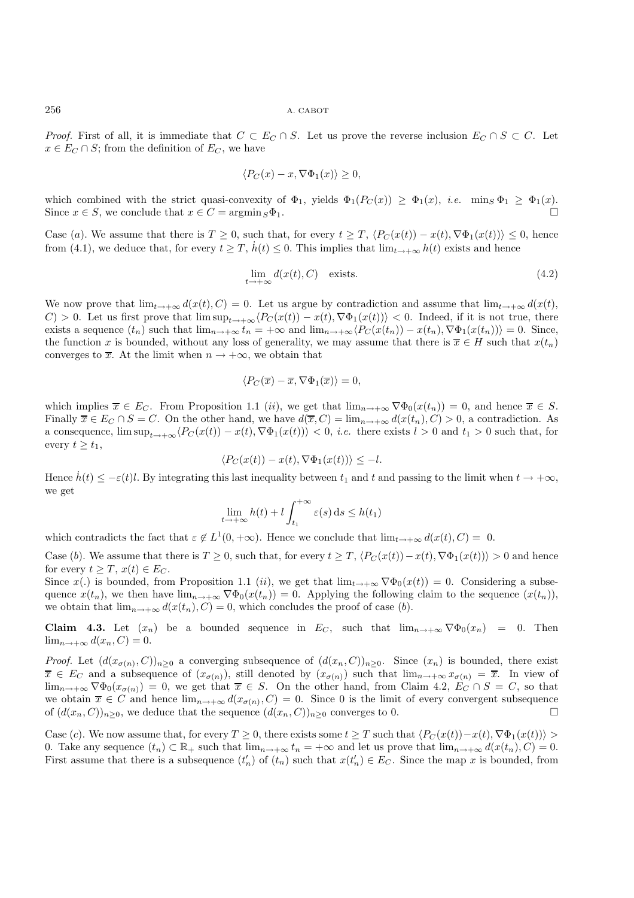*Proof.* First of all, it is immediate that $C \subset E_C \cap S$. Let us prove the reverse inclusion $E_C \cap S \subset C$. Let $x \in E_C \cap S$; from the definition of $E_C$, we have

$$\langle P_C(x) - x, \nabla \Phi_1(x) \rangle \geq 0,$$

which combined with the strict quasi-convexity of $\Phi_1$, yields $\Phi_1(P_C(x)) \geq \Phi_1(x)$, *i.e.* $\min_S \Phi_1 \geq \Phi_1(x)$. Since $x \in S$, we conclude that $x \in C = \operatorname{argmin}_S \Phi_1$. □

Case $(a)$. We assume that there is $T \geq 0$, such that, for every $t \geq T$, $\langle P_C(x(t)) - x(t), \nabla \Phi_1(x(t)) \rangle \leq 0$, hence from (4.1), we deduce that, for every $t \geq T$, $\dot{h}(t) \leq 0$. This implies that $\lim_{t \to +\infty} h(t)$ exists and hence

$$\lim_{t \to +\infty} d(x(t), C) \quad \text{exists.} \tag{4.2}$$

We now prove that $\lim_{t \to +\infty} d(x(t), C) = 0$. Let us argue by contradiction and assume that $\lim_{t \to +\infty} d(x(t), C) > 0$. Let us first prove that $\limsup_{t \to +\infty} \langle P_C(x(t)) - x(t), \nabla \Phi_1(x(t)) \rangle < 0$. Indeed, if it is not true, there exists a sequence $(t_n)$ such that $\lim_{n \to +\infty} t_n = +\infty$ and $\lim_{n \to +\infty} \langle P_C(x(t_n)) - x(t_n), \nabla \Phi_1(x(t_n)) \rangle = 0$. Since, the function $x$ is bounded, without any loss of generality, we may assume that there is $\overline{x} \in H$ such that $x(t_n)$ converges to $\overline{x}$. At the limit when $n \to +\infty$, we obtain that

$$\langle P_C(\overline{x}) - \overline{x}, \nabla \Phi_1(\overline{x}) \rangle = 0,$$

which implies $\overline{x} \in E_C$. From Proposition 1.1 $(ii)$, we get that $\lim_{n \to +\infty} \nabla \Phi_0(x(t_n)) = 0$, and hence $\overline{x} \in S$. Finally $\overline{x} \in E_C \cap S = C$. On the other hand, we have $d(\overline{x}, C) = \lim_{n \to +\infty} d(x(t_n), C) > 0$, a contradiction. As a consequence, $\limsup_{t \to +\infty} \langle P_C(x(t)) - x(t), \nabla \Phi_1(x(t)) \rangle < 0$, *i.e.* there exists $l > 0$ and $t_1 > 0$ such that, for every $t \geq t_1$,

$$\langle P_C(x(t)) - x(t), \nabla \Phi_1(x(t)) \rangle \leq -l.$$

Hence $\dot{h}(t) \leq -\varepsilon(t) l$. By integrating this last inequality between $t_1$ and $t$ and passing to the limit when $t \to +\infty$, we get

$$\lim_{t \to +\infty} h(t) + l \int_{t_1}^{+\infty} \varepsilon(s) \, \mathrm{d}s \leq h(t_1)$$

which contradicts the fact that $\varepsilon \notin L^1(0, +\infty)$. Hence we conclude that $\lim_{t \to +\infty} d(x(t), C) = 0$.

Case $(b)$. We assume that there is $T \geq 0$, such that, for every $t \geq T$, $\langle P_C(x(t)) - x(t), \nabla \Phi_1(x(t)) \rangle > 0$ and hence for every $t \geq T$, $x(t) \in E_C$.
Since $x(.)$ is bounded, from Proposition 1.1 $(ii)$, we get that $\lim_{t \to +\infty} \nabla \Phi_0(x(t)) = 0$. Considering a subsequence $x(t_n)$, we then have $\lim_{n \to +\infty} \nabla \Phi_0(x(t_n)) = 0$. Applying the following claim to the sequence $(x(t_n))$, we obtain that $\lim_{n \to +\infty} d(x(t_n), C) = 0$, which concludes the proof of case $(b)$.

**Claim 4.3.** Let $(x_n)$ be a bounded sequence in $E_C$, such that $\lim_{n \to +\infty} \nabla \Phi_0(x_n) = 0$. Then $\lim_{n \to +\infty} d(x_n, C) = 0$.

*Proof.* Let $(d(x_{\sigma(n)}, C))_{n \geq 0}$ a converging subsequence of $(d(x_n, C))_{n \geq 0}$. Since $(x_n)$ is bounded, there exist $\overline{x} \in E_C$ and a subsequence of $(x_{\sigma(n)})$, still denoted by $(x_{\sigma(n)})$ such that $\lim_{n \to +\infty} x_{\sigma(n)} = \overline{x}$. In view of $\lim_{n \to +\infty} \nabla \Phi_0(x_{\sigma(n)}) = 0$, we get that $\overline{x} \in S$. On the other hand, from Claim 4.2, $E_C \cap S = C$, so that we obtain $\overline{x} \in C$ and hence $\lim_{n \to +\infty} d(x_{\sigma(n)}, C) = 0$. Since 0 is the limit of every convergent subsequence of $(d(x_n, C))_{n \geq 0}$, we deduce that the sequence $(d(x_n, C))_{n \geq 0}$ converges to 0. □

Case $(c)$. We now assume that, for every $T \geq 0$, there exists some $t \geq T$ such that $\langle P_C(x(t)) - x(t), \nabla \Phi_1(x(t)) \rangle > 0$. Take any sequence $(t_n) \subset \mathbb{R}_+$ such that $\lim_{n \to +\infty} t_n = +\infty$ and let us prove that $\lim_{n \to +\infty} d(x(t_n), C) = 0$. First assume that there is a subsequence $(t'_n)$ of $(t_n)$ such that $x(t'_n) \in E_C$. Since the map $x$ is bounded, from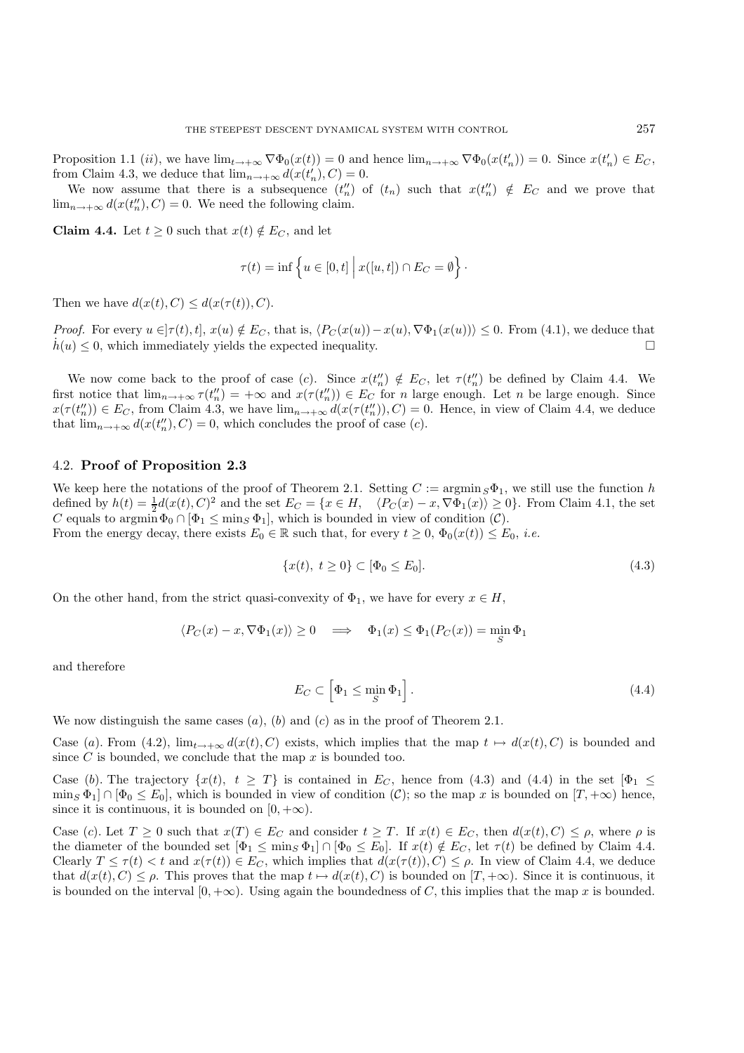Proposition 1.1 *(ii)*, we have $\lim_{t\to+\infty} \nabla\Phi_0(x(t)) = 0$ and hence $\lim_{n\to+\infty} \nabla\Phi_0(x(t'_n)) = 0$. Since $x(t'_n) \in E_C$, from Claim 4.3, we deduce that $\lim_{n\to+\infty} d(x(t'_n), C) = 0$.

We now assume that there is a subsequence $(t''_n)$ of $(t_n)$ such that $x(t''_n) \notin E_C$ and we prove that $\lim_{n\to+\infty} d(x(t''_n), C) = 0$. We need the following claim.

**Claim 4.4.** Let $t \geq 0$ such that $x(t) \notin E_C$, and let

$$\tau(t) = \inf\left\{ u \in [0,t] \;\middle|\; x([u,t]) \cap E_C = \emptyset \right\}.$$

Then we have $d(x(t), C) \leq d(x(\tau(t)), C)$.

*Proof.* For every $u \in ]\tau(t), t]$, $x(u) \notin E_C$, that is, $\langle P_C(x(u)) - x(u), \nabla\Phi_1(x(u))\rangle \leq 0$. From (4.1), we deduce that $\dot{h}(u) \leq 0$, which immediately yields the expected inequality. $\square$

We now come back to the proof of case *(c)*. Since $x(t''_n) \notin E_C$, let $\tau(t''_n)$ be defined by Claim 4.4. We first notice that $\lim_{n\to+\infty} \tau(t''_n) = +\infty$ and $x(\tau(t''_n)) \in E_C$ for $n$ large enough. Let $n$ be large enough. Since $x(\tau(t''_n)) \in E_C$, from Claim 4.3, we have $\lim_{n\to+\infty} d(x(\tau(t''_n)), C) = 0$. Hence, in view of Claim 4.4, we deduce that $\lim_{n\to+\infty} d(x(t''_n), C) = 0$, which concludes the proof of case *(c)*.

## 4.2. Proof of Proposition 2.3

We keep here the notations of the proof of Theorem 2.1. Setting $C := \operatorname{argmin}_S \Phi_1$, we still use the function $h$ defined by $h(t) = \frac{1}{2} d(x(t), C)^2$ and the set $E_C = \{x \in H, \quad \langle P_C(x) - x, \nabla\Phi_1(x)\rangle \geq 0\}$. From Claim 4.1, the set $C$ equals to $\operatorname{argmin} \Phi_0 \cap [\Phi_1 \leq \min_S \Phi_1]$, which is bounded in view of condition $(\mathcal{C})$.
From the energy decay, there exists $E_0 \in \mathbb{R}$ such that, for every $t \geq 0$, $\Phi_0(x(t)) \leq E_0$, *i.e.*

$$\{x(t),\ t \geq 0\} \subset [\Phi_0 \leq E_0]. \tag{4.3}$$

On the other hand, from the strict quasi-convexity of $\Phi_1$, we have for every $x \in H$,

$$\langle P_C(x) - x, \nabla\Phi_1(x)\rangle \geq 0 \quad \Longrightarrow \quad \Phi_1(x) \leq \Phi_1(P_C(x)) = \min_S \Phi_1$$

and therefore

$$E_C \subset \left[\Phi_1 \leq \min_S \Phi_1\right]. \tag{4.4}$$

We now distinguish the same cases *(a)*, *(b)* and *(c)* as in the proof of Theorem 2.1.

Case *(a)*. From (4.2), $\lim_{t\to+\infty} d(x(t), C)$ exists, which implies that the map $t \mapsto d(x(t), C)$ is bounded and since $C$ is bounded, we conclude that the map $x$ is bounded too.

Case *(b)*. The trajectory $\{x(t),\ t \geq T\}$ is contained in $E_C$, hence from (4.3) and (4.4) in the set $[\Phi_1 \leq \min_S \Phi_1] \cap [\Phi_0 \leq E_0]$, which is bounded in view of condition $(\mathcal{C})$; so the map $x$ is bounded on $[T, +\infty)$ hence, since it is continuous, it is bounded on $[0, +\infty)$.

Case *(c)*. Let $T \geq 0$ such that $x(T) \in E_C$ and consider $t \geq T$. If $x(t) \in E_C$, then $d(x(t), C) \leq \rho$, where $\rho$ is the diameter of the bounded set $[\Phi_1 \leq \min_S \Phi_1] \cap [\Phi_0 \leq E_0]$. If $x(t) \notin E_C$, let $\tau(t)$ be defined by Claim 4.4. Clearly $T \leq \tau(t) < t$ and $x(\tau(t)) \in E_C$, which implies that $d(x(\tau(t)), C) \leq \rho$. In view of Claim 4.4, we deduce that $d(x(t), C) \leq \rho$. This proves that the map $t \mapsto d(x(t), C)$ is bounded on $[T, +\infty)$. Since it is continuous, it is bounded on the interval $[0, +\infty)$. Using again the boundedness of $C$, this implies that the map $x$ is bounded.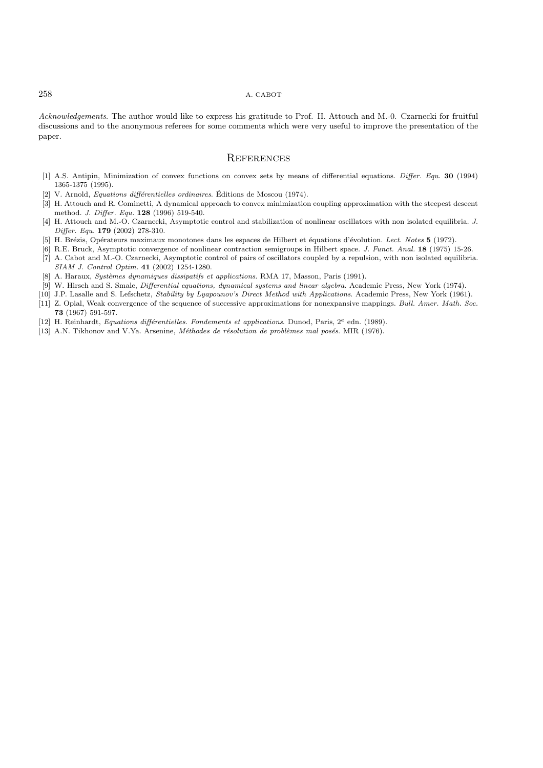*Acknowledgements*. The author would like to express his gratitude to Prof. H. Attouch and M.-0. Czarnecki for fruitful discussions and to the anonymous referees for some comments which were very useful to improve the presentation of the paper.

## References

[1] A.S. Antipin, Minimization of convex functions on convex sets by means of differential equations. *Differ. Equ.* **30** (1994) 1365-1375 (1995).

[2] V. Arnold, *Equations différentielles ordinaires*. Éditions de Moscou (1974).

[3] H. Attouch and R. Cominetti, A dynamical approach to convex minimization coupling approximation with the steepest descent method. *J. Differ. Equ.* **128** (1996) 519-540.

[4] H. Attouch and M.-O. Czarnecki, Asymptotic control and stabilization of nonlinear oscillators with non isolated equilibria. *J. Differ. Equ.* **179** (2002) 278-310.

[5] H. Brézis, Opérateurs maximaux monotones dans les espaces de Hilbert et équations d'évolution. *Lect. Notes* **5** (1972).

[6] R.E. Bruck, Asymptotic convergence of nonlinear contraction semigroups in Hilbert space. *J. Funct. Anal.* **18** (1975) 15-26.

[7] A. Cabot and M.-O. Czarnecki, Asymptotic control of pairs of oscillators coupled by a repulsion, with non isolated equilibria. *SIAM J. Control Optim.* **41** (2002) 1254-1280.

[8] A. Haraux, *Systèmes dynamiques dissipatifs et applications*. RMA 17, Masson, Paris (1991).

[9] W. Hirsch and S. Smale, *Differential equations, dynamical systems and linear algebra*. Academic Press, New York (1974).

[10] J.P. Lasalle and S. Lefschetz, *Stability by Lyapounov's Direct Method with Applications*. Academic Press, New York (1961).

[11] Z. Opial, Weak convergence of the sequence of successive approximations for nonexpansive mappings. *Bull. Amer. Math. Soc.* **73** (1967) 591-597.

[12] H. Reinhardt, *Equations différentielles. Fondements et applications*. Dunod, Paris, $2^e$ edn. (1989).

[13] A.N. Tikhonov and V.Ya. Arsenine, *Méthodes de résolution de problèmes mal posés*. MIR (1976).